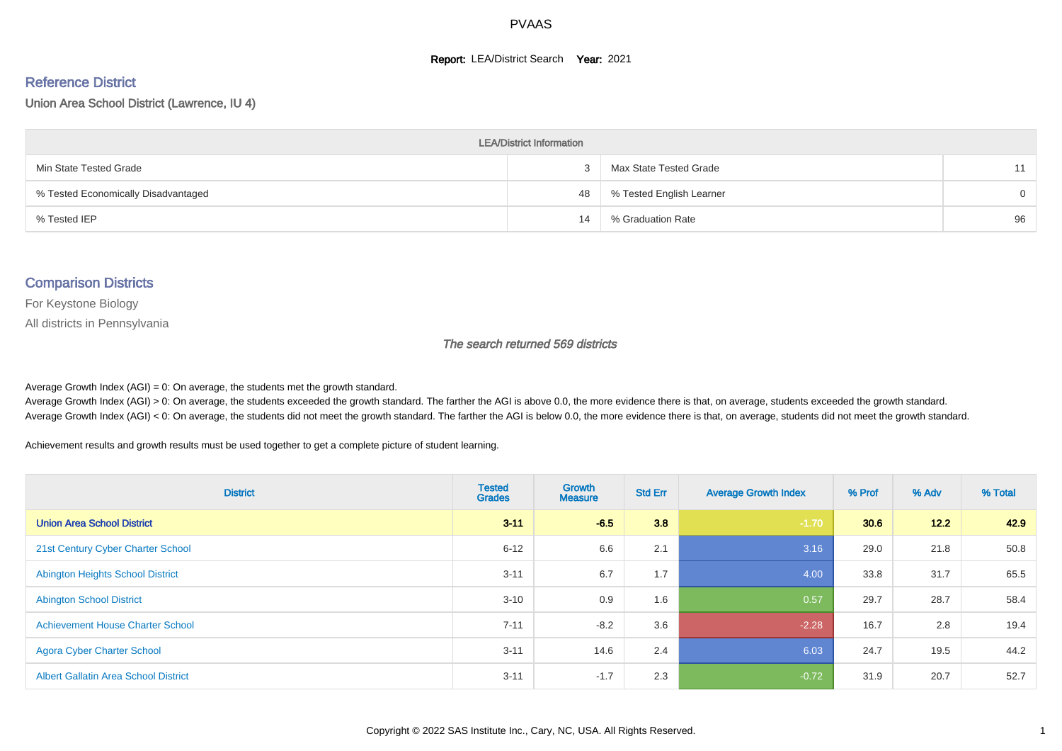PVAAS

**Report:** LEA/District Search **Year:** 2021

## Reference District

Union Area School District (Lawrence, IU 4)

| LEA/District Information | | | |
|---|---|---|---|
| Min State Tested Grade | 3 | Max State Tested Grade | 11 |
| % Tested Economically Disadvantaged | 48 | % Tested English Learner | 0 |
| % Tested IEP | 14 | % Graduation Rate | 96 |

## Comparison Districts

For Keystone Biology

All districts in Pennsylvania

*The search returned 569 districts*

Average Growth Index (AGI) = 0: On average, the students met the growth standard.
Average Growth Index (AGI) > 0: On average, the students exceeded the growth standard. The farther the AGI is above 0.0, the more evidence there is that, on average, students exceeded the growth standard.
Average Growth Index (AGI) < 0: On average, the students did not meet the growth standard. The farther the AGI is below 0.0, the more evidence there is that, on average, students did not meet the growth standard.

Achievement results and growth results must be used together to get a complete picture of student learning.

| District | Tested Grades | Growth Measure | Std Err | Average Growth Index | % Prof | % Adv | % Total |
|---|---|---|---|---|---|---|---|
| **Union Area School District** | **3-11** | **-6.5** | **3.8** | -1.70 | **30.6** | **12.2** | **42.9** |
| 21st Century Cyber Charter School | 6-12 | 6.6 | 2.1 | 3.16 | 29.0 | 21.8 | 50.8 |
| Abington Heights School District | 3-11 | 6.7 | 1.7 | 4.00 | 33.8 | 31.7 | 65.5 |
| Abington School District | 3-10 | 0.9 | 1.6 | 0.57 | 29.7 | 28.7 | 58.4 |
| Achievement House Charter School | 7-11 | -8.2 | 3.6 | -2.28 | 16.7 | 2.8 | 19.4 |
| Agora Cyber Charter School | 3-11 | 14.6 | 2.4 | 6.03 | 24.7 | 19.5 | 44.2 |
| Albert Gallatin Area School District | 3-11 | -1.7 | 2.3 | -0.72 | 31.9 | 20.7 | 52.7 |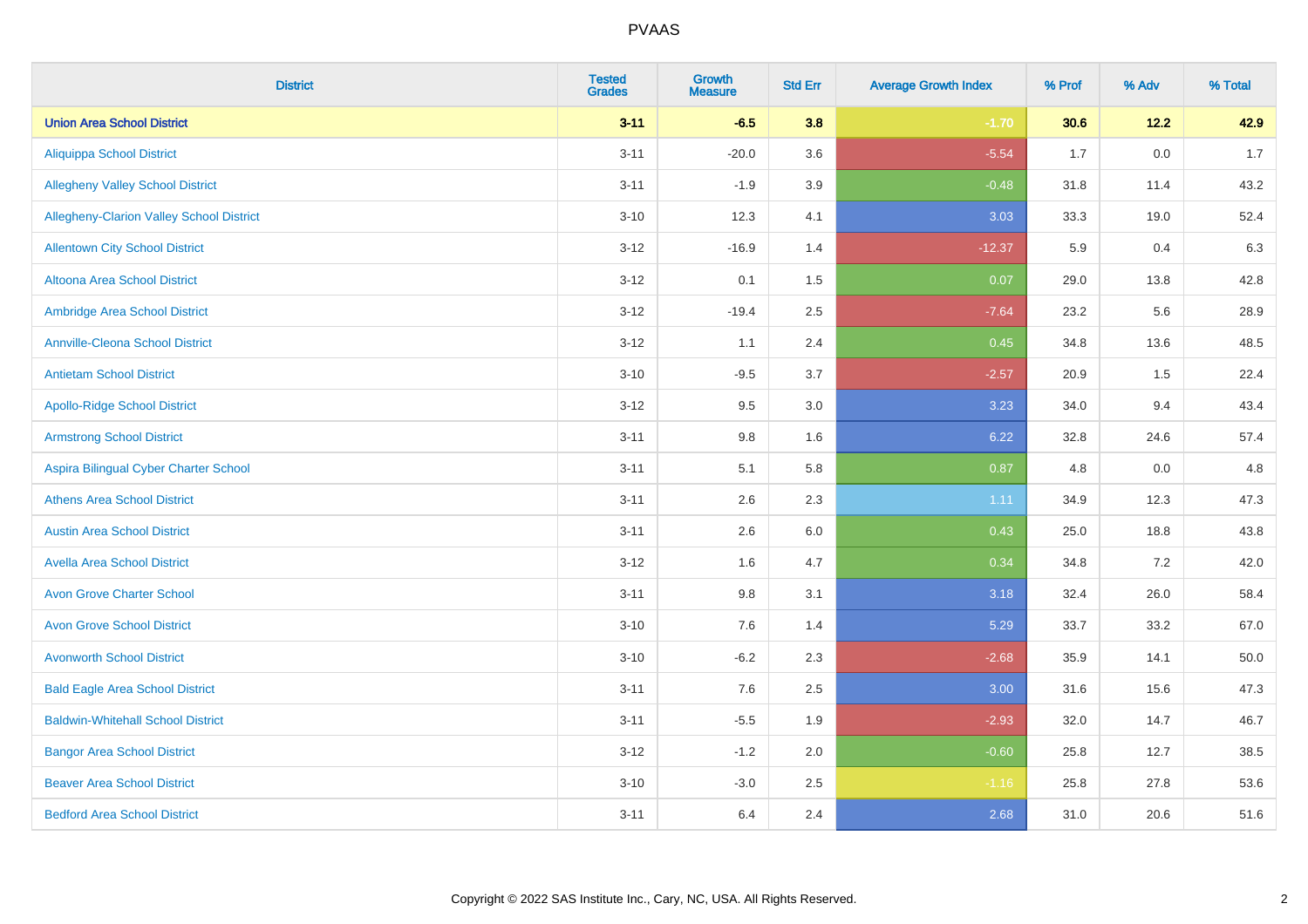# PVAAS

| District | Tested Grades | Growth Measure | Std Err | Average Growth Index | % Prof | % Adv | % Total |
|---|---|---|---|---|---|---|---|
| **Union Area School District** | **3-11** | **-6.5** | **3.8** | **-1.70** | **30.6** | **12.2** | **42.9** |
| Aliquippa School District | 3-11 | -20.0 | 3.6 | -5.54 | 1.7 | 0.0 | 1.7 |
| Allegheny Valley School District | 3-11 | -1.9 | 3.9 | -0.48 | 31.8 | 11.4 | 43.2 |
| Allegheny-Clarion Valley School District | 3-10 | 12.3 | 4.1 | 3.03 | 33.3 | 19.0 | 52.4 |
| Allentown City School District | 3-12 | -16.9 | 1.4 | -12.37 | 5.9 | 0.4 | 6.3 |
| Altoona Area School District | 3-12 | 0.1 | 1.5 | 0.07 | 29.0 | 13.8 | 42.8 |
| Ambridge Area School District | 3-12 | -19.4 | 2.5 | -7.64 | 23.2 | 5.6 | 28.9 |
| Annville-Cleona School District | 3-12 | 1.1 | 2.4 | 0.45 | 34.8 | 13.6 | 48.5 |
| Antietam School District | 3-10 | -9.5 | 3.7 | -2.57 | 20.9 | 1.5 | 22.4 |
| Apollo-Ridge School District | 3-12 | 9.5 | 3.0 | 3.23 | 34.0 | 9.4 | 43.4 |
| Armstrong School District | 3-11 | 9.8 | 1.6 | 6.22 | 32.8 | 24.6 | 57.4 |
| Aspira Bilingual Cyber Charter School | 3-11 | 5.1 | 5.8 | 0.87 | 4.8 | 0.0 | 4.8 |
| Athens Area School District | 3-11 | 2.6 | 2.3 | 1.11 | 34.9 | 12.3 | 47.3 |
| Austin Area School District | 3-11 | 2.6 | 6.0 | 0.43 | 25.0 | 18.8 | 43.8 |
| Avella Area School District | 3-12 | 1.6 | 4.7 | 0.34 | 34.8 | 7.2 | 42.0 |
| Avon Grove Charter School | 3-11 | 9.8 | 3.1 | 3.18 | 32.4 | 26.0 | 58.4 |
| Avon Grove School District | 3-10 | 7.6 | 1.4 | 5.29 | 33.7 | 33.2 | 67.0 |
| Avonworth School District | 3-10 | -6.2 | 2.3 | -2.68 | 35.9 | 14.1 | 50.0 |
| Bald Eagle Area School District | 3-11 | 7.6 | 2.5 | 3.00 | 31.6 | 15.6 | 47.3 |
| Baldwin-Whitehall School District | 3-11 | -5.5 | 1.9 | -2.93 | 32.0 | 14.7 | 46.7 |
| Bangor Area School District | 3-12 | -1.2 | 2.0 | -0.60 | 25.8 | 12.7 | 38.5 |
| Beaver Area School District | 3-10 | -3.0 | 2.5 | -1.16 | 25.8 | 27.8 | 53.6 |
| Bedford Area School District | 3-11 | 6.4 | 2.4 | 2.68 | 31.0 | 20.6 | 51.6 |

Copyright © 2022 SAS Institute Inc., Cary, NC, USA. All Rights Reserved.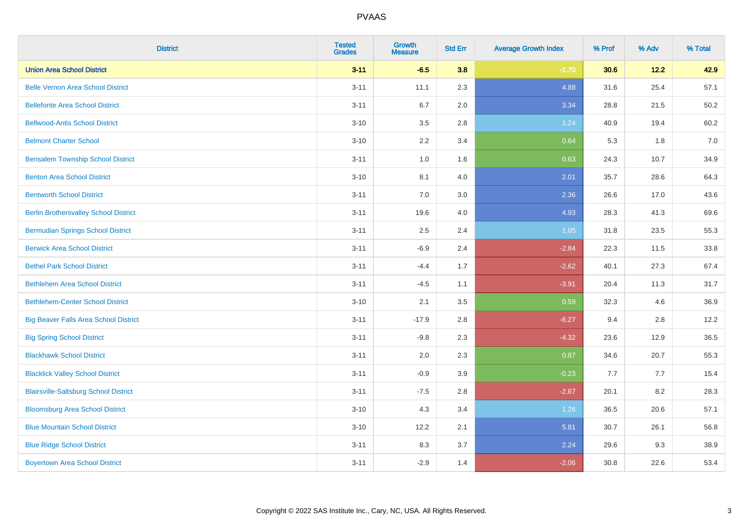| District | Tested Grades | Growth Measure | Std Err | Average Growth Index | % Prof | % Adv | % Total |
|---|---|---|---|---|---|---|---|
| **Union Area School District** | **3-11** | **-6.5** | **3.8** | **-1.70** | **30.6** | **12.2** | **42.9** |
| Belle Vernon Area School District | 3-11 | 11.1 | 2.3 | 4.88 | 31.6 | 25.4 | 57.1 |
| Bellefonte Area School District | 3-11 | 6.7 | 2.0 | 3.34 | 28.8 | 21.5 | 50.2 |
| Bellwood-Antis School District | 3-10 | 3.5 | 2.8 | 1.24 | 40.9 | 19.4 | 60.2 |
| Belmont Charter School | 3-10 | 2.2 | 3.4 | 0.64 | 5.3 | 1.8 | 7.0 |
| Bensalem Township School District | 3-11 | 1.0 | 1.6 | 0.63 | 24.3 | 10.7 | 34.9 |
| Benton Area School District | 3-10 | 8.1 | 4.0 | 2.01 | 35.7 | 28.6 | 64.3 |
| Bentworth School District | 3-11 | 7.0 | 3.0 | 2.36 | 26.6 | 17.0 | 43.6 |
| Berlin Brothersvalley School District | 3-11 | 19.6 | 4.0 | 4.93 | 28.3 | 41.3 | 69.6 |
| Bermudian Springs School District | 3-11 | 2.5 | 2.4 | 1.05 | 31.8 | 23.5 | 55.3 |
| Berwick Area School District | 3-11 | -6.9 | 2.4 | -2.84 | 22.3 | 11.5 | 33.8 |
| Bethel Park School District | 3-11 | -4.4 | 1.7 | -2.62 | 40.1 | 27.3 | 67.4 |
| Bethlehem Area School District | 3-11 | -4.5 | 1.1 | -3.91 | 20.4 | 11.3 | 31.7 |
| Bethlehem-Center School District | 3-10 | 2.1 | 3.5 | 0.59 | 32.3 | 4.6 | 36.9 |
| Big Beaver Falls Area School District | 3-11 | -17.9 | 2.8 | -6.27 | 9.4 | 2.8 | 12.2 |
| Big Spring School District | 3-11 | -9.8 | 2.3 | -4.32 | 23.6 | 12.9 | 36.5 |
| Blackhawk School District | 3-11 | 2.0 | 2.3 | 0.87 | 34.6 | 20.7 | 55.3 |
| Blacklick Valley School District | 3-11 | -0.9 | 3.9 | -0.23 | 7.7 | 7.7 | 15.4 |
| Blairsville-Saltsburg School District | 3-11 | -7.5 | 2.8 | -2.67 | 20.1 | 8.2 | 28.3 |
| Bloomsburg Area School District | 3-10 | 4.3 | 3.4 | 1.26 | 36.5 | 20.6 | 57.1 |
| Blue Mountain School District | 3-10 | 12.2 | 2.1 | 5.81 | 30.7 | 26.1 | 56.8 |
| Blue Ridge School District | 3-11 | 8.3 | 3.7 | 2.24 | 29.6 | 9.3 | 38.9 |
| Boyertown Area School District | 3-11 | -2.9 | 1.4 | -2.06 | 30.8 | 22.6 | 53.4 |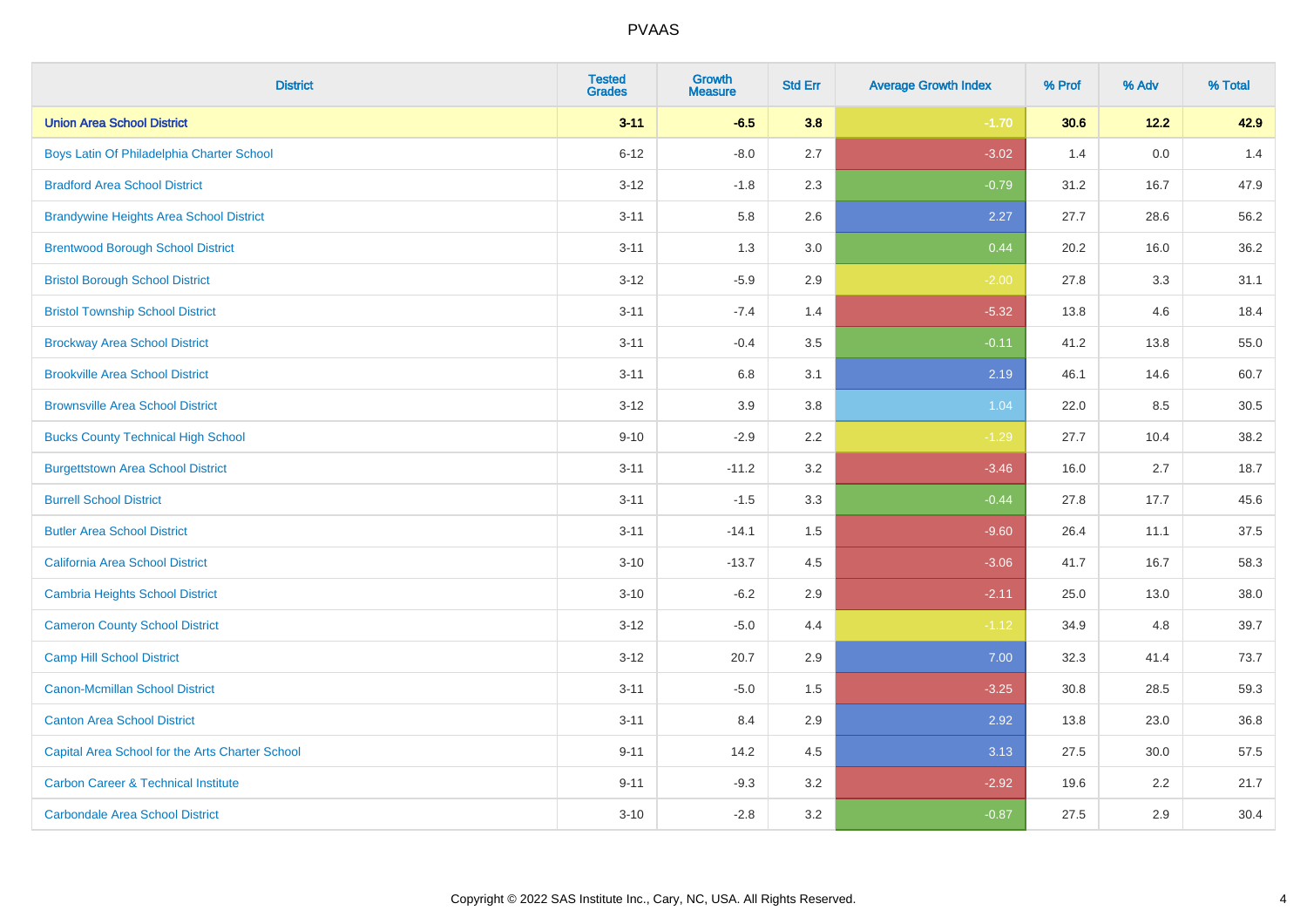| District | Tested Grades | Growth Measure | Std Err | Average Growth Index | % Prof | % Adv | % Total |
|---|---|---|---|---|---|---|---|
| **Union Area School District** | **3-11** | **-6.5** | **3.8** | **-1.70** | **30.6** | **12.2** | **42.9** |
| Boys Latin Of Philadelphia Charter School | 6-12 | -8.0 | 2.7 | -3.02 | 1.4 | 0.0 | 1.4 |
| Bradford Area School District | 3-12 | -1.8 | 2.3 | -0.79 | 31.2 | 16.7 | 47.9 |
| Brandywine Heights Area School District | 3-11 | 5.8 | 2.6 | 2.27 | 27.7 | 28.6 | 56.2 |
| Brentwood Borough School District | 3-11 | 1.3 | 3.0 | 0.44 | 20.2 | 16.0 | 36.2 |
| Bristol Borough School District | 3-12 | -5.9 | 2.9 | -2.00 | 27.8 | 3.3 | 31.1 |
| Bristol Township School District | 3-11 | -7.4 | 1.4 | -5.32 | 13.8 | 4.6 | 18.4 |
| Brockway Area School District | 3-11 | -0.4 | 3.5 | -0.11 | 41.2 | 13.8 | 55.0 |
| Brookville Area School District | 3-11 | 6.8 | 3.1 | 2.19 | 46.1 | 14.6 | 60.7 |
| Brownsville Area School District | 3-12 | 3.9 | 3.8 | 1.04 | 22.0 | 8.5 | 30.5 |
| Bucks County Technical High School | 9-10 | -2.9 | 2.2 | -1.29 | 27.7 | 10.4 | 38.2 |
| Burgettstown Area School District | 3-11 | -11.2 | 3.2 | -3.46 | 16.0 | 2.7 | 18.7 |
| Burrell School District | 3-11 | -1.5 | 3.3 | -0.44 | 27.8 | 17.7 | 45.6 |
| Butler Area School District | 3-11 | -14.1 | 1.5 | -9.60 | 26.4 | 11.1 | 37.5 |
| California Area School District | 3-10 | -13.7 | 4.5 | -3.06 | 41.7 | 16.7 | 58.3 |
| Cambria Heights School District | 3-10 | -6.2 | 2.9 | -2.11 | 25.0 | 13.0 | 38.0 |
| Cameron County School District | 3-12 | -5.0 | 4.4 | -1.12 | 34.9 | 4.8 | 39.7 |
| Camp Hill School District | 3-12 | 20.7 | 2.9 | 7.00 | 32.3 | 41.4 | 73.7 |
| Canon-Mcmillan School District | 3-11 | -5.0 | 1.5 | -3.25 | 30.8 | 28.5 | 59.3 |
| Canton Area School District | 3-11 | 8.4 | 2.9 | 2.92 | 13.8 | 23.0 | 36.8 |
| Capital Area School for the Arts Charter School | 9-11 | 14.2 | 4.5 | 3.13 | 27.5 | 30.0 | 57.5 |
| Carbon Career & Technical Institute | 9-11 | -9.3 | 3.2 | -2.92 | 19.6 | 2.2 | 21.7 |
| Carbondale Area School District | 3-10 | -2.8 | 3.2 | -0.87 | 27.5 | 2.9 | 30.4 |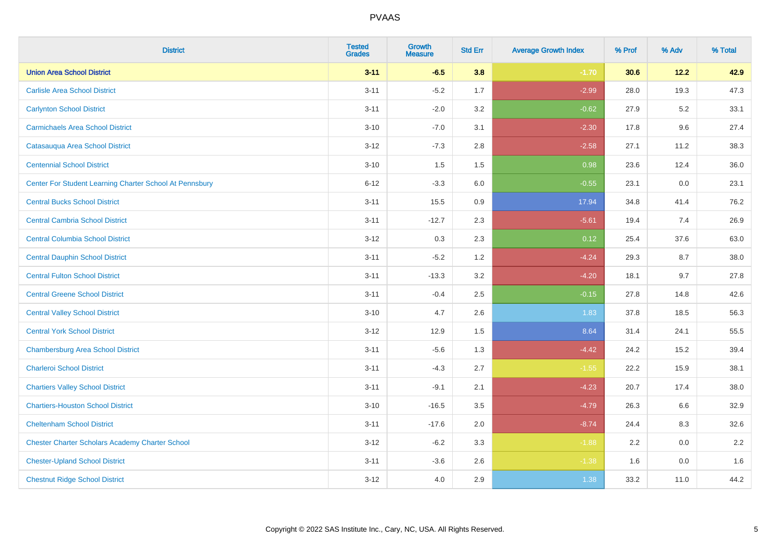| District | Tested Grades | Growth Measure | Std Err | Average Growth Index | % Prof | % Adv | % Total |
|---|---|---|---|---|---|---|---|
| **Union Area School District** | **3-11** | **-6.5** | **3.8** | **-1.70** | **30.6** | **12.2** | **42.9** |
| Carlisle Area School District | 3-11 | -5.2 | 1.7 | -2.99 | 28.0 | 19.3 | 47.3 |
| Carlynton School District | 3-11 | -2.0 | 3.2 | -0.62 | 27.9 | 5.2 | 33.1 |
| Carmichaels Area School District | 3-10 | -7.0 | 3.1 | -2.30 | 17.8 | 9.6 | 27.4 |
| Catasauqua Area School District | 3-12 | -7.3 | 2.8 | -2.58 | 27.1 | 11.2 | 38.3 |
| Centennial School District | 3-10 | 1.5 | 1.5 | 0.98 | 23.6 | 12.4 | 36.0 |
| Center For Student Learning Charter School At Pennsbury | 6-12 | -3.3 | 6.0 | -0.55 | 23.1 | 0.0 | 23.1 |
| Central Bucks School District | 3-11 | 15.5 | 0.9 | 17.94 | 34.8 | 41.4 | 76.2 |
| Central Cambria School District | 3-11 | -12.7 | 2.3 | -5.61 | 19.4 | 7.4 | 26.9 |
| Central Columbia School District | 3-12 | 0.3 | 2.3 | 0.12 | 25.4 | 37.6 | 63.0 |
| Central Dauphin School District | 3-11 | -5.2 | 1.2 | -4.24 | 29.3 | 8.7 | 38.0 |
| Central Fulton School District | 3-11 | -13.3 | 3.2 | -4.20 | 18.1 | 9.7 | 27.8 |
| Central Greene School District | 3-11 | -0.4 | 2.5 | -0.15 | 27.8 | 14.8 | 42.6 |
| Central Valley School District | 3-10 | 4.7 | 2.6 | 1.83 | 37.8 | 18.5 | 56.3 |
| Central York School District | 3-12 | 12.9 | 1.5 | 8.64 | 31.4 | 24.1 | 55.5 |
| Chambersburg Area School District | 3-11 | -5.6 | 1.3 | -4.42 | 24.2 | 15.2 | 39.4 |
| Charleroi School District | 3-11 | -4.3 | 2.7 | -1.55 | 22.2 | 15.9 | 38.1 |
| Chartiers Valley School District | 3-11 | -9.1 | 2.1 | -4.23 | 20.7 | 17.4 | 38.0 |
| Chartiers-Houston School District | 3-10 | -16.5 | 3.5 | -4.79 | 26.3 | 6.6 | 32.9 |
| Cheltenham School District | 3-11 | -17.6 | 2.0 | -8.74 | 24.4 | 8.3 | 32.6 |
| Chester Charter Scholars Academy Charter School | 3-12 | -6.2 | 3.3 | -1.88 | 2.2 | 0.0 | 2.2 |
| Chester-Upland School District | 3-11 | -3.6 | 2.6 | -1.38 | 1.6 | 0.0 | 1.6 |
| Chestnut Ridge School District | 3-12 | 4.0 | 2.9 | 1.38 | 33.2 | 11.0 | 44.2 |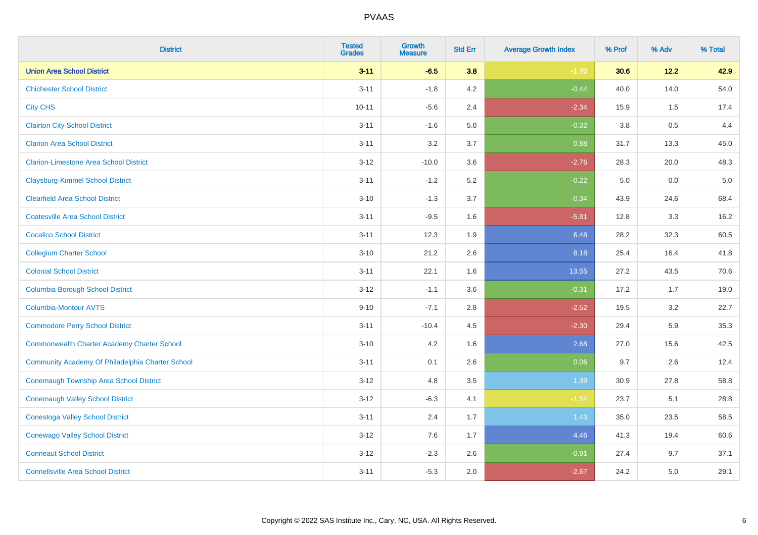PVAAS

| District | Tested Grades | Growth Measure | Std Err | Average Growth Index | % Prof | % Adv | % Total |
|---|---|---|---|---|---|---|---|
| **Union Area School District** | **3-11** | **-6.5** | **3.8** | **-1.70** | **30.6** | **12.2** | **42.9** |
| Chichester School District | 3-11 | -1.8 | 4.2 | -0.44 | 40.0 | 14.0 | 54.0 |
| City CHS | 10-11 | -5.6 | 2.4 | -2.34 | 15.9 | 1.5 | 17.4 |
| Clairton City School District | 3-11 | -1.6 | 5.0 | -0.32 | 3.8 | 0.5 | 4.4 |
| Clarion Area School District | 3-11 | 3.2 | 3.7 | 0.88 | 31.7 | 13.3 | 45.0 |
| Clarion-Limestone Area School District | 3-12 | -10.0 | 3.6 | -2.76 | 28.3 | 20.0 | 48.3 |
| Claysburg-Kimmel School District | 3-11 | -1.2 | 5.2 | -0.22 | 5.0 | 0.0 | 5.0 |
| Clearfield Area School District | 3-10 | -1.3 | 3.7 | -0.34 | 43.9 | 24.6 | 68.4 |
| Coatesville Area School District | 3-11 | -9.5 | 1.6 | -5.81 | 12.8 | 3.3 | 16.2 |
| Cocalico School District | 3-11 | 12.3 | 1.9 | 6.48 | 28.2 | 32.3 | 60.5 |
| Collegium Charter School | 3-10 | 21.2 | 2.6 | 8.18 | 25.4 | 16.4 | 41.8 |
| Colonial School District | 3-11 | 22.1 | 1.6 | 13.55 | 27.2 | 43.5 | 70.6 |
| Columbia Borough School District | 3-12 | -1.1 | 3.6 | -0.31 | 17.2 | 1.7 | 19.0 |
| Columbia-Montour AVTS | 9-10 | -7.1 | 2.8 | -2.52 | 19.5 | 3.2 | 22.7 |
| Commodore Perry School District | 3-11 | -10.4 | 4.5 | -2.30 | 29.4 | 5.9 | 35.3 |
| Commonwealth Charter Academy Charter School | 3-10 | 4.2 | 1.6 | 2.68 | 27.0 | 15.6 | 42.5 |
| Community Academy Of Philadelphia Charter School | 3-11 | 0.1 | 2.6 | 0.06 | 9.7 | 2.6 | 12.4 |
| Conemaugh Township Area School District | 3-12 | 4.8 | 3.5 | 1.39 | 30.9 | 27.8 | 58.8 |
| Conemaugh Valley School District | 3-12 | -6.3 | 4.1 | -1.54 | 23.7 | 5.1 | 28.8 |
| Conestoga Valley School District | 3-11 | 2.4 | 1.7 | 1.43 | 35.0 | 23.5 | 58.5 |
| Conewago Valley School District | 3-12 | 7.6 | 1.7 | 4.46 | 41.3 | 19.4 | 60.6 |
| Conneaut School District | 3-12 | -2.3 | 2.6 | -0.91 | 27.4 | 9.7 | 37.1 |
| Connellsville Area School District | 3-11 | -5.3 | 2.0 | -2.67 | 24.2 | 5.0 | 29.1 |

Copyright © 2022 SAS Institute Inc., Cary, NC, USA. All Rights Reserved.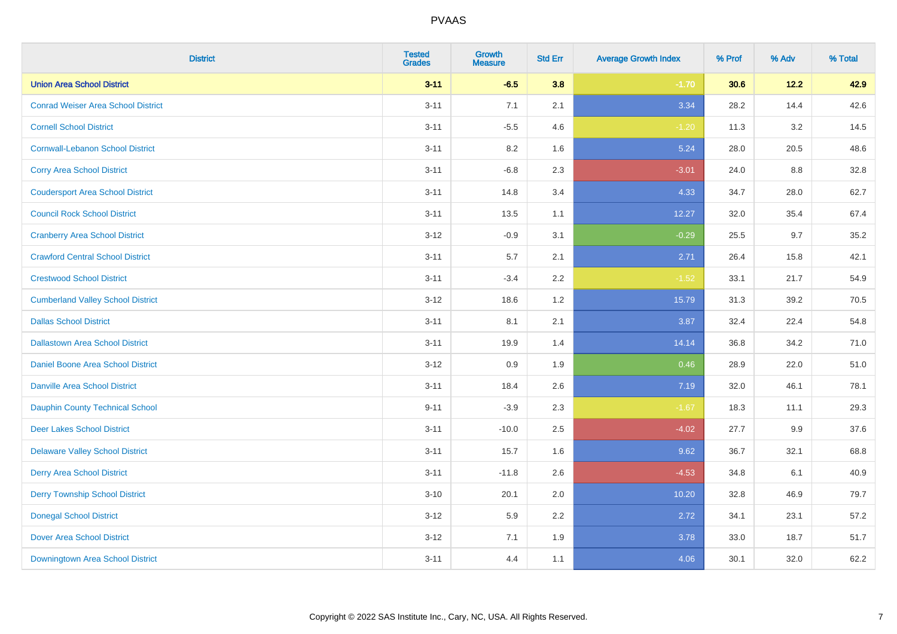# PVAAS

| District | Tested Grades | Growth Measure | Std Err | Average Growth Index | % Prof | % Adv | % Total |
|---|---|---|---|---|---|---|---|
| **Union Area School District** | **3-11** | **-6.5** | **3.8** | **-1.70** | **30.6** | **12.2** | **42.9** |
| Conrad Weiser Area School District | 3-11 | 7.1 | 2.1 | 3.34 | 28.2 | 14.4 | 42.6 |
| Cornell School District | 3-11 | -5.5 | 4.6 | -1.20 | 11.3 | 3.2 | 14.5 |
| Cornwall-Lebanon School District | 3-11 | 8.2 | 1.6 | 5.24 | 28.0 | 20.5 | 48.6 |
| Corry Area School District | 3-11 | -6.8 | 2.3 | -3.01 | 24.0 | 8.8 | 32.8 |
| Coudersport Area School District | 3-11 | 14.8 | 3.4 | 4.33 | 34.7 | 28.0 | 62.7 |
| Council Rock School District | 3-11 | 13.5 | 1.1 | 12.27 | 32.0 | 35.4 | 67.4 |
| Cranberry Area School District | 3-12 | -0.9 | 3.1 | -0.29 | 25.5 | 9.7 | 35.2 |
| Crawford Central School District | 3-11 | 5.7 | 2.1 | 2.71 | 26.4 | 15.8 | 42.1 |
| Crestwood School District | 3-11 | -3.4 | 2.2 | -1.52 | 33.1 | 21.7 | 54.9 |
| Cumberland Valley School District | 3-12 | 18.6 | 1.2 | 15.79 | 31.3 | 39.2 | 70.5 |
| Dallas School District | 3-11 | 8.1 | 2.1 | 3.87 | 32.4 | 22.4 | 54.8 |
| Dallastown Area School District | 3-11 | 19.9 | 1.4 | 14.14 | 36.8 | 34.2 | 71.0 |
| Daniel Boone Area School District | 3-12 | 0.9 | 1.9 | 0.46 | 28.9 | 22.0 | 51.0 |
| Danville Area School District | 3-11 | 18.4 | 2.6 | 7.19 | 32.0 | 46.1 | 78.1 |
| Dauphin County Technical School | 9-11 | -3.9 | 2.3 | -1.67 | 18.3 | 11.1 | 29.3 |
| Deer Lakes School District | 3-11 | -10.0 | 2.5 | -4.02 | 27.7 | 9.9 | 37.6 |
| Delaware Valley School District | 3-11 | 15.7 | 1.6 | 9.62 | 36.7 | 32.1 | 68.8 |
| Derry Area School District | 3-11 | -11.8 | 2.6 | -4.53 | 34.8 | 6.1 | 40.9 |
| Derry Township School District | 3-10 | 20.1 | 2.0 | 10.20 | 32.8 | 46.9 | 79.7 |
| Donegal School District | 3-12 | 5.9 | 2.2 | 2.72 | 34.1 | 23.1 | 57.2 |
| Dover Area School District | 3-12 | 7.1 | 1.9 | 3.78 | 33.0 | 18.7 | 51.7 |
| Downingtown Area School District | 3-11 | 4.4 | 1.1 | 4.06 | 30.1 | 32.0 | 62.2 |

Copyright © 2022 SAS Institute Inc., Cary, NC, USA. All Rights Reserved.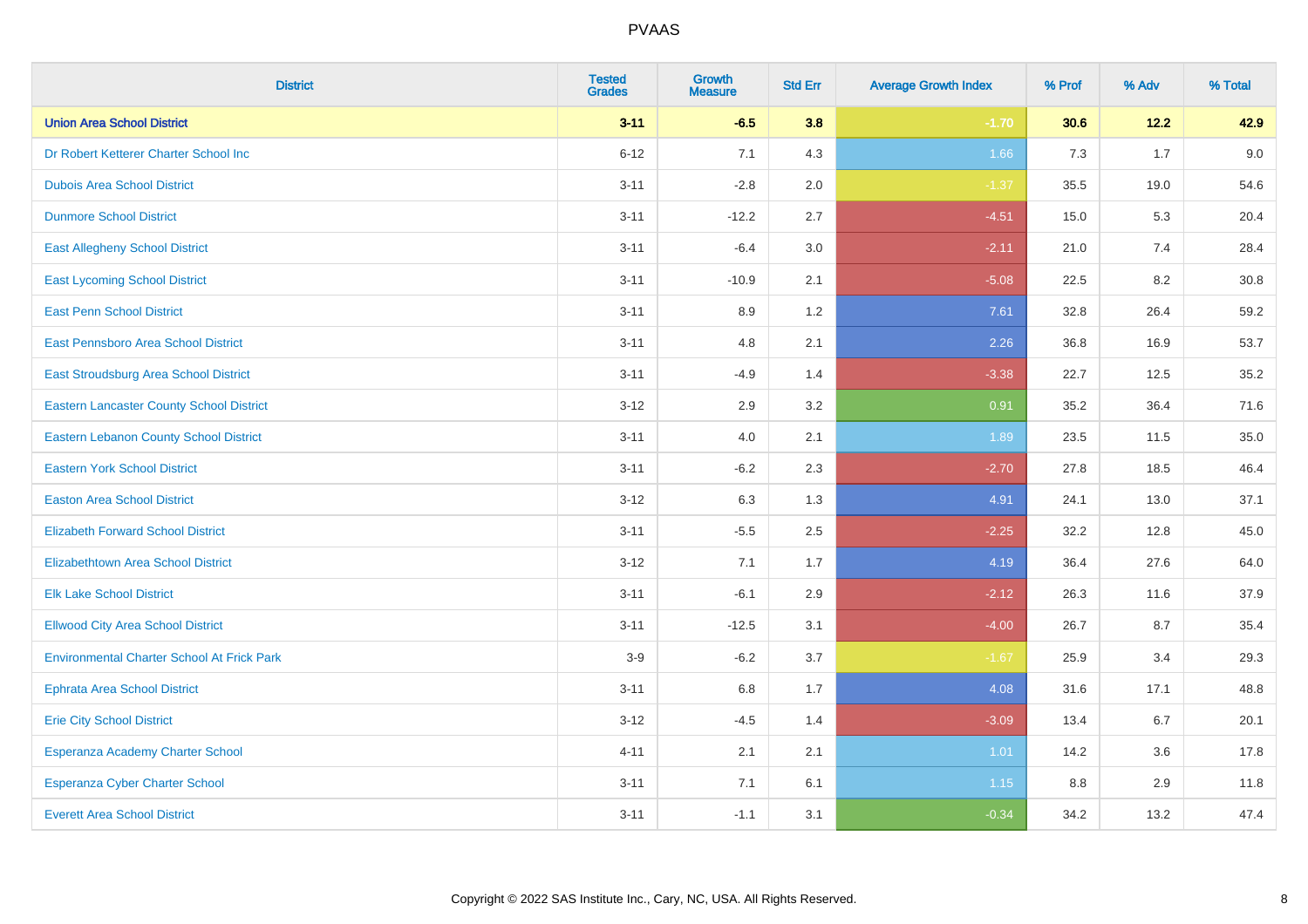| District | Tested Grades | Growth Measure | Std Err | Average Growth Index | % Prof | % Adv | % Total |
|---|---|---|---|---|---|---|---|
| **Union Area School District** | **3-11** | **-6.5** | **3.8** | **-1.70** | **30.6** | **12.2** | **42.9** |
| Dr Robert Ketterer Charter School Inc | 6-12 | 7.1 | 4.3 | 1.66 | 7.3 | 1.7 | 9.0 |
| Dubois Area School District | 3-11 | -2.8 | 2.0 | -1.37 | 35.5 | 19.0 | 54.6 |
| Dunmore School District | 3-11 | -12.2 | 2.7 | -4.51 | 15.0 | 5.3 | 20.4 |
| East Allegheny School District | 3-11 | -6.4 | 3.0 | -2.11 | 21.0 | 7.4 | 28.4 |
| East Lycoming School District | 3-11 | -10.9 | 2.1 | -5.08 | 22.5 | 8.2 | 30.8 |
| East Penn School District | 3-11 | 8.9 | 1.2 | 7.61 | 32.8 | 26.4 | 59.2 |
| East Pennsboro Area School District | 3-11 | 4.8 | 2.1 | 2.26 | 36.8 | 16.9 | 53.7 |
| East Stroudsburg Area School District | 3-11 | -4.9 | 1.4 | -3.38 | 22.7 | 12.5 | 35.2 |
| Eastern Lancaster County School District | 3-12 | 2.9 | 3.2 | 0.91 | 35.2 | 36.4 | 71.6 |
| Eastern Lebanon County School District | 3-11 | 4.0 | 2.1 | 1.89 | 23.5 | 11.5 | 35.0 |
| Eastern York School District | 3-11 | -6.2 | 2.3 | -2.70 | 27.8 | 18.5 | 46.4 |
| Easton Area School District | 3-12 | 6.3 | 1.3 | 4.91 | 24.1 | 13.0 | 37.1 |
| Elizabeth Forward School District | 3-11 | -5.5 | 2.5 | -2.25 | 32.2 | 12.8 | 45.0 |
| Elizabethtown Area School District | 3-12 | 7.1 | 1.7 | 4.19 | 36.4 | 27.6 | 64.0 |
| Elk Lake School District | 3-11 | -6.1 | 2.9 | -2.12 | 26.3 | 11.6 | 37.9 |
| Ellwood City Area School District | 3-11 | -12.5 | 3.1 | -4.00 | 26.7 | 8.7 | 35.4 |
| Environmental Charter School At Frick Park | 3-9 | -6.2 | 3.7 | -1.67 | 25.9 | 3.4 | 29.3 |
| Ephrata Area School District | 3-11 | 6.8 | 1.7 | 4.08 | 31.6 | 17.1 | 48.8 |
| Erie City School District | 3-12 | -4.5 | 1.4 | -3.09 | 13.4 | 6.7 | 20.1 |
| Esperanza Academy Charter School | 4-11 | 2.1 | 2.1 | 1.01 | 14.2 | 3.6 | 17.8 |
| Esperanza Cyber Charter School | 3-11 | 7.1 | 6.1 | 1.15 | 8.8 | 2.9 | 11.8 |
| Everett Area School District | 3-11 | -1.1 | 3.1 | -0.34 | 34.2 | 13.2 | 47.4 |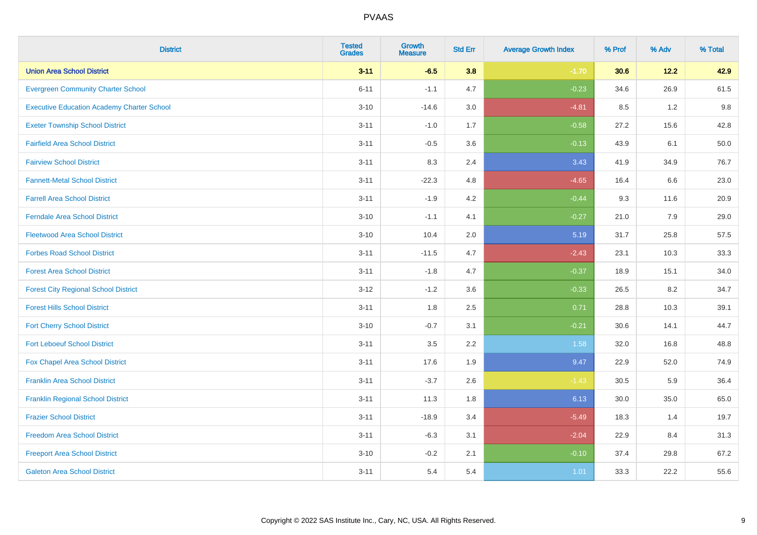# PVAAS

| District | Tested Grades | Growth Measure | Std Err | Average Growth Index | % Prof | % Adv | % Total |
|---|---|---|---|---|---|---|---|
| **Union Area School District** | **3-11** | **-6.5** | **3.8** | **-1.70** | **30.6** | **12.2** | **42.9** |
| Evergreen Community Charter School | 6-11 | -1.1 | 4.7 | -0.23 | 34.6 | 26.9 | 61.5 |
| Executive Education Academy Charter School | 3-10 | -14.6 | 3.0 | -4.81 | 8.5 | 1.2 | 9.8 |
| Exeter Township School District | 3-11 | -1.0 | 1.7 | -0.58 | 27.2 | 15.6 | 42.8 |
| Fairfield Area School District | 3-11 | -0.5 | 3.6 | -0.13 | 43.9 | 6.1 | 50.0 |
| Fairview School District | 3-11 | 8.3 | 2.4 | 3.43 | 41.9 | 34.9 | 76.7 |
| Fannett-Metal School District | 3-11 | -22.3 | 4.8 | -4.65 | 16.4 | 6.6 | 23.0 |
| Farrell Area School District | 3-11 | -1.9 | 4.2 | -0.44 | 9.3 | 11.6 | 20.9 |
| Ferndale Area School District | 3-10 | -1.1 | 4.1 | -0.27 | 21.0 | 7.9 | 29.0 |
| Fleetwood Area School District | 3-10 | 10.4 | 2.0 | 5.19 | 31.7 | 25.8 | 57.5 |
| Forbes Road School District | 3-11 | -11.5 | 4.7 | -2.43 | 23.1 | 10.3 | 33.3 |
| Forest Area School District | 3-11 | -1.8 | 4.7 | -0.37 | 18.9 | 15.1 | 34.0 |
| Forest City Regional School District | 3-12 | -1.2 | 3.6 | -0.33 | 26.5 | 8.2 | 34.7 |
| Forest Hills School District | 3-11 | 1.8 | 2.5 | 0.71 | 28.8 | 10.3 | 39.1 |
| Fort Cherry School District | 3-10 | -0.7 | 3.1 | -0.21 | 30.6 | 14.1 | 44.7 |
| Fort Leboeuf School District | 3-11 | 3.5 | 2.2 | 1.58 | 32.0 | 16.8 | 48.8 |
| Fox Chapel Area School District | 3-11 | 17.6 | 1.9 | 9.47 | 22.9 | 52.0 | 74.9 |
| Franklin Area School District | 3-11 | -3.7 | 2.6 | -1.43 | 30.5 | 5.9 | 36.4 |
| Franklin Regional School District | 3-11 | 11.3 | 1.8 | 6.13 | 30.0 | 35.0 | 65.0 |
| Frazier School District | 3-11 | -18.9 | 3.4 | -5.49 | 18.3 | 1.4 | 19.7 |
| Freedom Area School District | 3-11 | -6.3 | 3.1 | -2.04 | 22.9 | 8.4 | 31.3 |
| Freeport Area School District | 3-10 | -0.2 | 2.1 | -0.10 | 37.4 | 29.8 | 67.2 |
| Galeton Area School District | 3-11 | 5.4 | 5.4 | 1.01 | 33.3 | 22.2 | 55.6 |

Copyright © 2022 SAS Institute Inc., Cary, NC, USA. All Rights Reserved.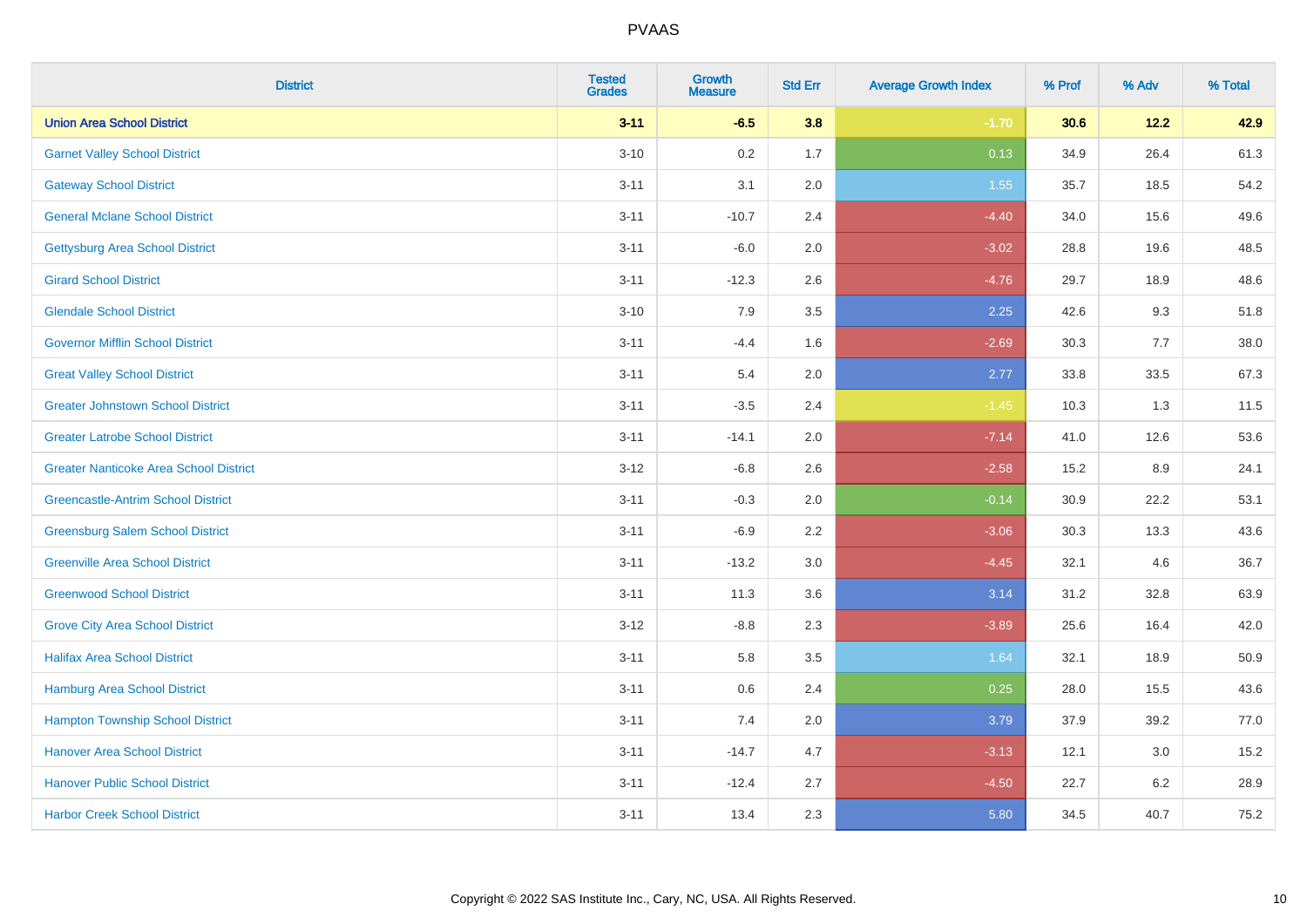| District | Tested Grades | Growth Measure | Std Err | Average Growth Index | % Prof | % Adv | % Total |
|---|---|---|---|---|---|---|---|
| **Union Area School District** | **3-11** | **-6.5** | **3.8** | **-1.70** | **30.6** | **12.2** | **42.9** |
| Garnet Valley School District | 3-10 | 0.2 | 1.7 | 0.13 | 34.9 | 26.4 | 61.3 |
| Gateway School District | 3-11 | 3.1 | 2.0 | 1.55 | 35.7 | 18.5 | 54.2 |
| General Mclane School District | 3-11 | -10.7 | 2.4 | -4.40 | 34.0 | 15.6 | 49.6 |
| Gettysburg Area School District | 3-11 | -6.0 | 2.0 | -3.02 | 28.8 | 19.6 | 48.5 |
| Girard School District | 3-11 | -12.3 | 2.6 | -4.76 | 29.7 | 18.9 | 48.6 |
| Glendale School District | 3-10 | 7.9 | 3.5 | 2.25 | 42.6 | 9.3 | 51.8 |
| Governor Mifflin School District | 3-11 | -4.4 | 1.6 | -2.69 | 30.3 | 7.7 | 38.0 |
| Great Valley School District | 3-11 | 5.4 | 2.0 | 2.77 | 33.8 | 33.5 | 67.3 |
| Greater Johnstown School District | 3-11 | -3.5 | 2.4 | -1.45 | 10.3 | 1.3 | 11.5 |
| Greater Latrobe School District | 3-11 | -14.1 | 2.0 | -7.14 | 41.0 | 12.6 | 53.6 |
| Greater Nanticoke Area School District | 3-12 | -6.8 | 2.6 | -2.58 | 15.2 | 8.9 | 24.1 |
| Greencastle-Antrim School District | 3-11 | -0.3 | 2.0 | -0.14 | 30.9 | 22.2 | 53.1 |
| Greensburg Salem School District | 3-11 | -6.9 | 2.2 | -3.06 | 30.3 | 13.3 | 43.6 |
| Greenville Area School District | 3-11 | -13.2 | 3.0 | -4.45 | 32.1 | 4.6 | 36.7 |
| Greenwood School District | 3-11 | 11.3 | 3.6 | 3.14 | 31.2 | 32.8 | 63.9 |
| Grove City Area School District | 3-12 | -8.8 | 2.3 | -3.89 | 25.6 | 16.4 | 42.0 |
| Halifax Area School District | 3-11 | 5.8 | 3.5 | 1.64 | 32.1 | 18.9 | 50.9 |
| Hamburg Area School District | 3-11 | 0.6 | 2.4 | 0.25 | 28.0 | 15.5 | 43.6 |
| Hampton Township School District | 3-11 | 7.4 | 2.0 | 3.79 | 37.9 | 39.2 | 77.0 |
| Hanover Area School District | 3-11 | -14.7 | 4.7 | -3.13 | 12.1 | 3.0 | 15.2 |
| Hanover Public School District | 3-11 | -12.4 | 2.7 | -4.50 | 22.7 | 6.2 | 28.9 |
| Harbor Creek School District | 3-11 | 13.4 | 2.3 | 5.80 | 34.5 | 40.7 | 75.2 |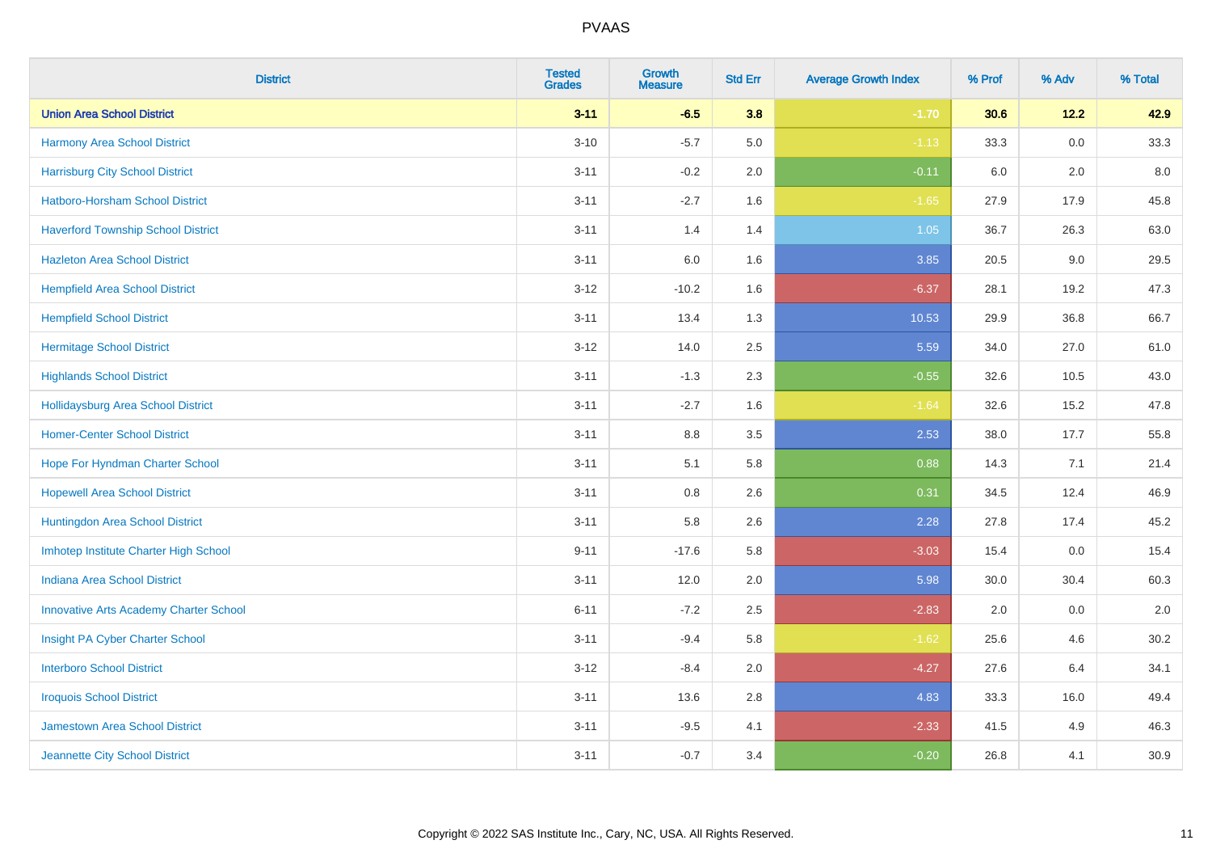| District | Tested Grades | Growth Measure | Std Err | Average Growth Index | % Prof | % Adv | % Total |
|---|---|---|---|---|---|---|---|
| **Union Area School District** | **3-11** | **-6.5** | **3.8** | **-1.70** | **30.6** | **12.2** | **42.9** |
| Harmony Area School District | 3-10 | -5.7 | 5.0 | -1.13 | 33.3 | 0.0 | 33.3 |
| Harrisburg City School District | 3-11 | -0.2 | 2.0 | -0.11 | 6.0 | 2.0 | 8.0 |
| Hatboro-Horsham School District | 3-11 | -2.7 | 1.6 | -1.65 | 27.9 | 17.9 | 45.8 |
| Haverford Township School District | 3-11 | 1.4 | 1.4 | 1.05 | 36.7 | 26.3 | 63.0 |
| Hazleton Area School District | 3-11 | 6.0 | 1.6 | 3.85 | 20.5 | 9.0 | 29.5 |
| Hempfield Area School District | 3-12 | -10.2 | 1.6 | -6.37 | 28.1 | 19.2 | 47.3 |
| Hempfield School District | 3-11 | 13.4 | 1.3 | 10.53 | 29.9 | 36.8 | 66.7 |
| Hermitage School District | 3-12 | 14.0 | 2.5 | 5.59 | 34.0 | 27.0 | 61.0 |
| Highlands School District | 3-11 | -1.3 | 2.3 | -0.55 | 32.6 | 10.5 | 43.0 |
| Hollidaysburg Area School District | 3-11 | -2.7 | 1.6 | -1.64 | 32.6 | 15.2 | 47.8 |
| Homer-Center School District | 3-11 | 8.8 | 3.5 | 2.53 | 38.0 | 17.7 | 55.8 |
| Hope For Hyndman Charter School | 3-11 | 5.1 | 5.8 | 0.88 | 14.3 | 7.1 | 21.4 |
| Hopewell Area School District | 3-11 | 0.8 | 2.6 | 0.31 | 34.5 | 12.4 | 46.9 |
| Huntingdon Area School District | 3-11 | 5.8 | 2.6 | 2.28 | 27.8 | 17.4 | 45.2 |
| Imhotep Institute Charter High School | 9-11 | -17.6 | 5.8 | -3.03 | 15.4 | 0.0 | 15.4 |
| Indiana Area School District | 3-11 | 12.0 | 2.0 | 5.98 | 30.0 | 30.4 | 60.3 |
| Innovative Arts Academy Charter School | 6-11 | -7.2 | 2.5 | -2.83 | 2.0 | 0.0 | 2.0 |
| Insight PA Cyber Charter School | 3-11 | -9.4 | 5.8 | -1.62 | 25.6 | 4.6 | 30.2 |
| Interboro School District | 3-12 | -8.4 | 2.0 | -4.27 | 27.6 | 6.4 | 34.1 |
| Iroquois School District | 3-11 | 13.6 | 2.8 | 4.83 | 33.3 | 16.0 | 49.4 |
| Jamestown Area School District | 3-11 | -9.5 | 4.1 | -2.33 | 41.5 | 4.9 | 46.3 |
| Jeannette City School District | 3-11 | -0.7 | 3.4 | -0.20 | 26.8 | 4.1 | 30.9 |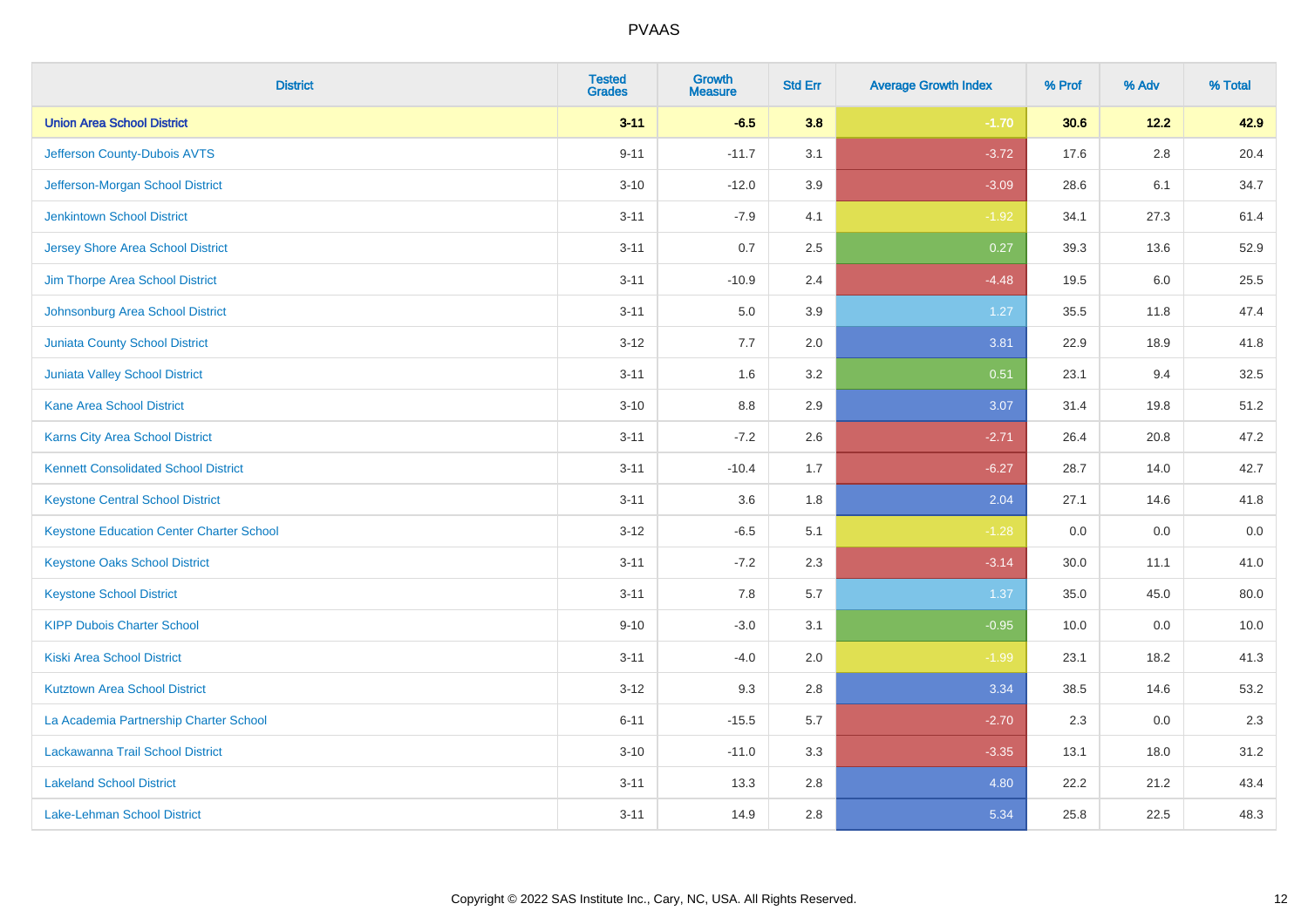| District | Tested Grades | Growth Measure | Std Err | Average Growth Index | % Prof | % Adv | % Total |
|---|---|---|---|---|---|---|---|
| **Union Area School District** | **3-11** | **-6.5** | **3.8** | **-1.70** | **30.6** | **12.2** | **42.9** |
| Jefferson County-Dubois AVTS | 9-11 | -11.7 | 3.1 | -3.72 | 17.6 | 2.8 | 20.4 |
| Jefferson-Morgan School District | 3-10 | -12.0 | 3.9 | -3.09 | 28.6 | 6.1 | 34.7 |
| Jenkintown School District | 3-11 | -7.9 | 4.1 | -1.92 | 34.1 | 27.3 | 61.4 |
| Jersey Shore Area School District | 3-11 | 0.7 | 2.5 | 0.27 | 39.3 | 13.6 | 52.9 |
| Jim Thorpe Area School District | 3-11 | -10.9 | 2.4 | -4.48 | 19.5 | 6.0 | 25.5 |
| Johnsonburg Area School District | 3-11 | 5.0 | 3.9 | 1.27 | 35.5 | 11.8 | 47.4 |
| Juniata County School District | 3-12 | 7.7 | 2.0 | 3.81 | 22.9 | 18.9 | 41.8 |
| Juniata Valley School District | 3-11 | 1.6 | 3.2 | 0.51 | 23.1 | 9.4 | 32.5 |
| Kane Area School District | 3-10 | 8.8 | 2.9 | 3.07 | 31.4 | 19.8 | 51.2 |
| Karns City Area School District | 3-11 | -7.2 | 2.6 | -2.71 | 26.4 | 20.8 | 47.2 |
| Kennett Consolidated School District | 3-11 | -10.4 | 1.7 | -6.27 | 28.7 | 14.0 | 42.7 |
| Keystone Central School District | 3-11 | 3.6 | 1.8 | 2.04 | 27.1 | 14.6 | 41.8 |
| Keystone Education Center Charter School | 3-12 | -6.5 | 5.1 | -1.28 | 0.0 | 0.0 | 0.0 |
| Keystone Oaks School District | 3-11 | -7.2 | 2.3 | -3.14 | 30.0 | 11.1 | 41.0 |
| Keystone School District | 3-11 | 7.8 | 5.7 | 1.37 | 35.0 | 45.0 | 80.0 |
| KIPP Dubois Charter School | 9-10 | -3.0 | 3.1 | -0.95 | 10.0 | 0.0 | 10.0 |
| Kiski Area School District | 3-11 | -4.0 | 2.0 | -1.99 | 23.1 | 18.2 | 41.3 |
| Kutztown Area School District | 3-12 | 9.3 | 2.8 | 3.34 | 38.5 | 14.6 | 53.2 |
| La Academia Partnership Charter School | 6-11 | -15.5 | 5.7 | -2.70 | 2.3 | 0.0 | 2.3 |
| Lackawanna Trail School District | 3-10 | -11.0 | 3.3 | -3.35 | 13.1 | 18.0 | 31.2 |
| Lakeland School District | 3-11 | 13.3 | 2.8 | 4.80 | 22.2 | 21.2 | 43.4 |
| Lake-Lehman School District | 3-11 | 14.9 | 2.8 | 5.34 | 25.8 | 22.5 | 48.3 |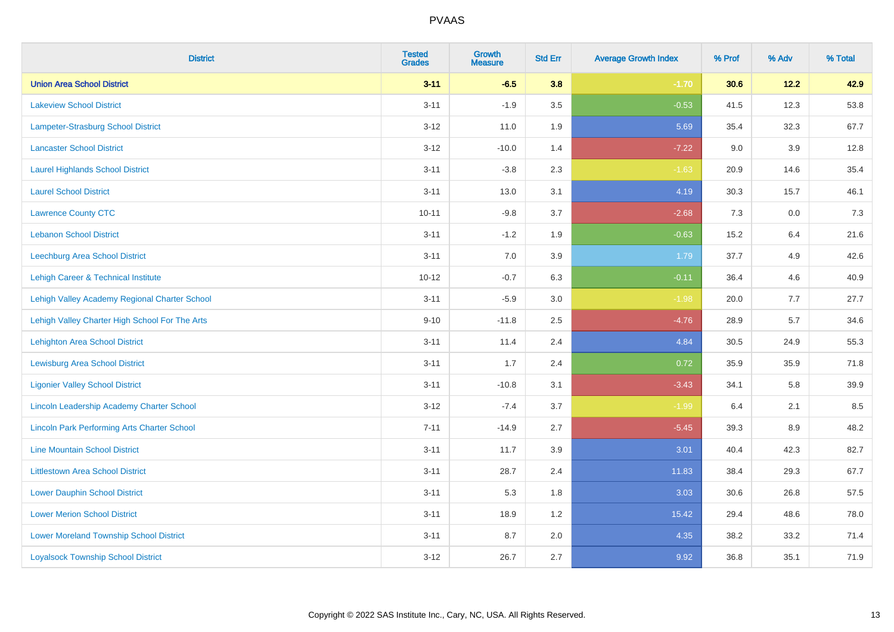| District | Tested Grades | Growth Measure | Std Err | Average Growth Index | % Prof | % Adv | % Total |
|---|---|---|---|---|---|---|---|
| **Union Area School District** | **3-11** | **-6.5** | **3.8** | **-1.70** | **30.6** | **12.2** | **42.9** |
| Lakeview School District | 3-11 | -1.9 | 3.5 | -0.53 | 41.5 | 12.3 | 53.8 |
| Lampeter-Strasburg School District | 3-12 | 11.0 | 1.9 | 5.69 | 35.4 | 32.3 | 67.7 |
| Lancaster School District | 3-12 | -10.0 | 1.4 | -7.22 | 9.0 | 3.9 | 12.8 |
| Laurel Highlands School District | 3-11 | -3.8 | 2.3 | -1.63 | 20.9 | 14.6 | 35.4 |
| Laurel School District | 3-11 | 13.0 | 3.1 | 4.19 | 30.3 | 15.7 | 46.1 |
| Lawrence County CTC | 10-11 | -9.8 | 3.7 | -2.68 | 7.3 | 0.0 | 7.3 |
| Lebanon School District | 3-11 | -1.2 | 1.9 | -0.63 | 15.2 | 6.4 | 21.6 |
| Leechburg Area School District | 3-11 | 7.0 | 3.9 | 1.79 | 37.7 | 4.9 | 42.6 |
| Lehigh Career & Technical Institute | 10-12 | -0.7 | 6.3 | -0.11 | 36.4 | 4.6 | 40.9 |
| Lehigh Valley Academy Regional Charter School | 3-11 | -5.9 | 3.0 | -1.98 | 20.0 | 7.7 | 27.7 |
| Lehigh Valley Charter High School For The Arts | 9-10 | -11.8 | 2.5 | -4.76 | 28.9 | 5.7 | 34.6 |
| Lehighton Area School District | 3-11 | 11.4 | 2.4 | 4.84 | 30.5 | 24.9 | 55.3 |
| Lewisburg Area School District | 3-11 | 1.7 | 2.4 | 0.72 | 35.9 | 35.9 | 71.8 |
| Ligonier Valley School District | 3-11 | -10.8 | 3.1 | -3.43 | 34.1 | 5.8 | 39.9 |
| Lincoln Leadership Academy Charter School | 3-12 | -7.4 | 3.7 | -1.99 | 6.4 | 2.1 | 8.5 |
| Lincoln Park Performing Arts Charter School | 7-11 | -14.9 | 2.7 | -5.45 | 39.3 | 8.9 | 48.2 |
| Line Mountain School District | 3-11 | 11.7 | 3.9 | 3.01 | 40.4 | 42.3 | 82.7 |
| Littlestown Area School District | 3-11 | 28.7 | 2.4 | 11.83 | 38.4 | 29.3 | 67.7 |
| Lower Dauphin School District | 3-11 | 5.3 | 1.8 | 3.03 | 30.6 | 26.8 | 57.5 |
| Lower Merion School District | 3-11 | 18.9 | 1.2 | 15.42 | 29.4 | 48.6 | 78.0 |
| Lower Moreland Township School District | 3-11 | 8.7 | 2.0 | 4.35 | 38.2 | 33.2 | 71.4 |
| Loyalsock Township School District | 3-12 | 26.7 | 2.7 | 9.92 | 36.8 | 35.1 | 71.9 |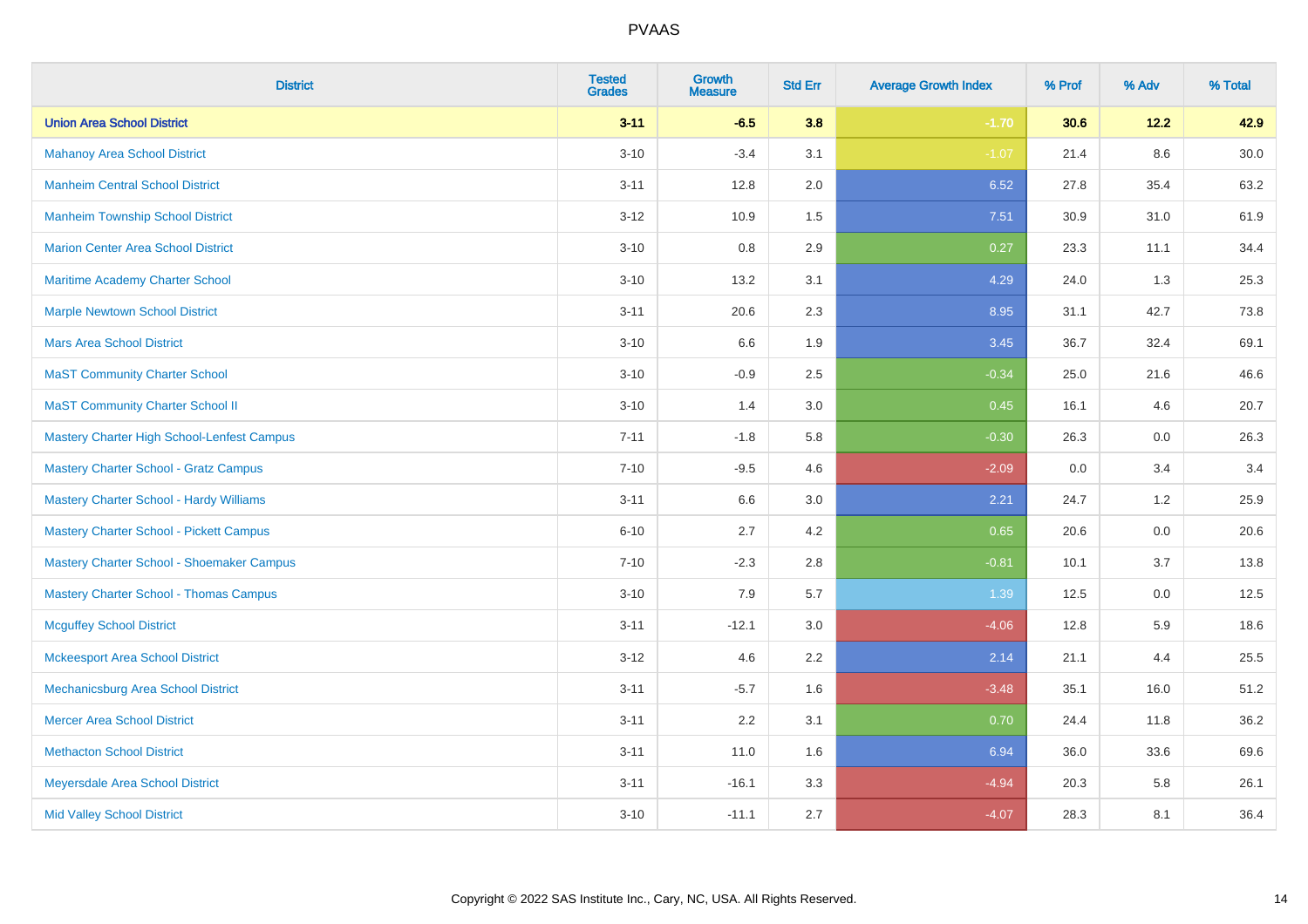# PVAAS

| District | Tested Grades | Growth Measure | Std Err | Average Growth Index | % Prof | % Adv | % Total |
|---|---|---|---|---|---|---|---|
| **Union Area School District** | **3-11** | **-6.5** | **3.8** | **-1.70** | **30.6** | **12.2** | **42.9** |
| Mahanoy Area School District | 3-10 | -3.4 | 3.1 | -1.07 | 21.4 | 8.6 | 30.0 |
| Manheim Central School District | 3-11 | 12.8 | 2.0 | 6.52 | 27.8 | 35.4 | 63.2 |
| Manheim Township School District | 3-12 | 10.9 | 1.5 | 7.51 | 30.9 | 31.0 | 61.9 |
| Marion Center Area School District | 3-10 | 0.8 | 2.9 | 0.27 | 23.3 | 11.1 | 34.4 |
| Maritime Academy Charter School | 3-10 | 13.2 | 3.1 | 4.29 | 24.0 | 1.3 | 25.3 |
| Marple Newtown School District | 3-11 | 20.6 | 2.3 | 8.95 | 31.1 | 42.7 | 73.8 |
| Mars Area School District | 3-10 | 6.6 | 1.9 | 3.45 | 36.7 | 32.4 | 69.1 |
| MaST Community Charter School | 3-10 | -0.9 | 2.5 | -0.34 | 25.0 | 21.6 | 46.6 |
| MaST Community Charter School II | 3-10 | 1.4 | 3.0 | 0.45 | 16.1 | 4.6 | 20.7 |
| Mastery Charter High School-Lenfest Campus | 7-11 | -1.8 | 5.8 | -0.30 | 26.3 | 0.0 | 26.3 |
| Mastery Charter School - Gratz Campus | 7-10 | -9.5 | 4.6 | -2.09 | 0.0 | 3.4 | 3.4 |
| Mastery Charter School - Hardy Williams | 3-11 | 6.6 | 3.0 | 2.21 | 24.7 | 1.2 | 25.9 |
| Mastery Charter School - Pickett Campus | 6-10 | 2.7 | 4.2 | 0.65 | 20.6 | 0.0 | 20.6 |
| Mastery Charter School - Shoemaker Campus | 7-10 | -2.3 | 2.8 | -0.81 | 10.1 | 3.7 | 13.8 |
| Mastery Charter School - Thomas Campus | 3-10 | 7.9 | 5.7 | 1.39 | 12.5 | 0.0 | 12.5 |
| Mcguffey School District | 3-11 | -12.1 | 3.0 | -4.06 | 12.8 | 5.9 | 18.6 |
| Mckeesport Area School District | 3-12 | 4.6 | 2.2 | 2.14 | 21.1 | 4.4 | 25.5 |
| Mechanicsburg Area School District | 3-11 | -5.7 | 1.6 | -3.48 | 35.1 | 16.0 | 51.2 |
| Mercer Area School District | 3-11 | 2.2 | 3.1 | 0.70 | 24.4 | 11.8 | 36.2 |
| Methacton School District | 3-11 | 11.0 | 1.6 | 6.94 | 36.0 | 33.6 | 69.6 |
| Meyersdale Area School District | 3-11 | -16.1 | 3.3 | -4.94 | 20.3 | 5.8 | 26.1 |
| Mid Valley School District | 3-10 | -11.1 | 2.7 | -4.07 | 28.3 | 8.1 | 36.4 |

Copyright © 2022 SAS Institute Inc., Cary, NC, USA. All Rights Reserved.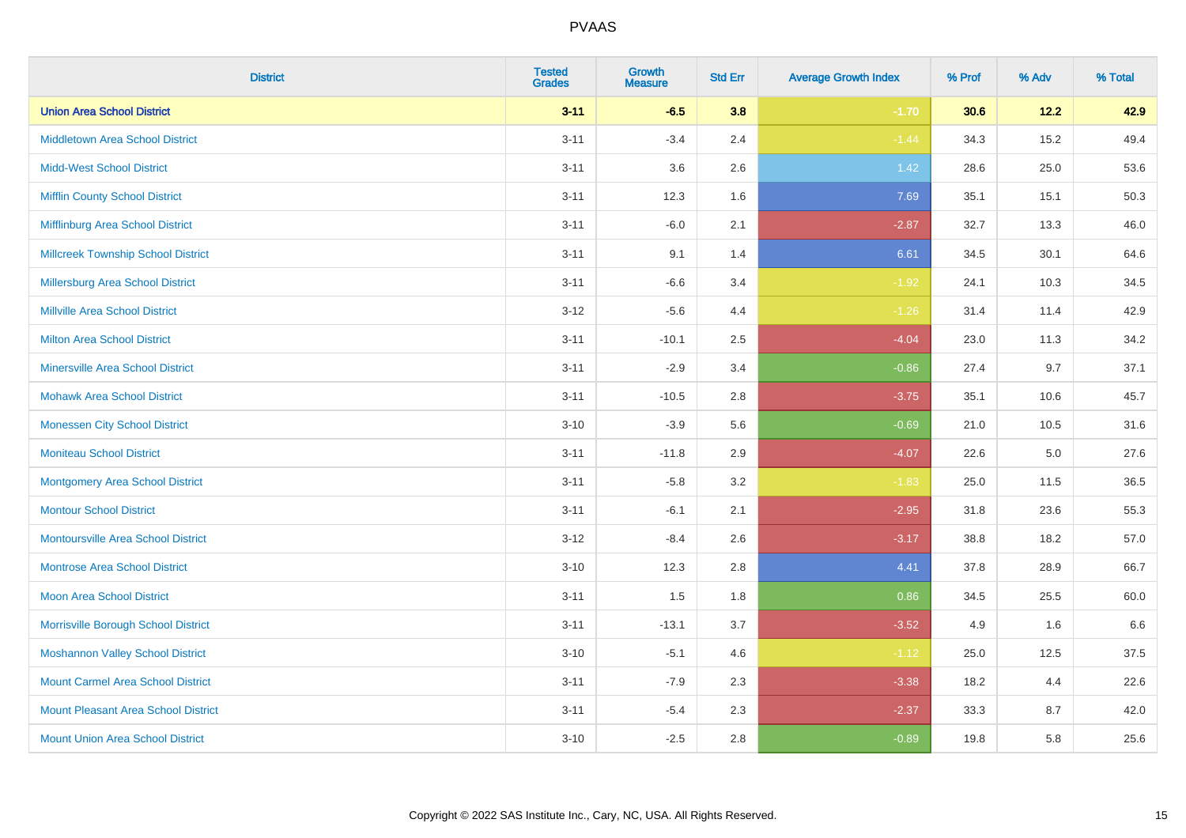| District | Tested Grades | Growth Measure | Std Err | Average Growth Index | % Prof | % Adv | % Total |
|---|---|---|---|---|---|---|---|
| **Union Area School District** | **3-11** | **-6.5** | **3.8** | **-1.70** | **30.6** | **12.2** | **42.9** |
| Middletown Area School District | 3-11 | -3.4 | 2.4 | -1.44 | 34.3 | 15.2 | 49.4 |
| Midd-West School District | 3-11 | 3.6 | 2.6 | 1.42 | 28.6 | 25.0 | 53.6 |
| Mifflin County School District | 3-11 | 12.3 | 1.6 | 7.69 | 35.1 | 15.1 | 50.3 |
| Mifflinburg Area School District | 3-11 | -6.0 | 2.1 | -2.87 | 32.7 | 13.3 | 46.0 |
| Millcreek Township School District | 3-11 | 9.1 | 1.4 | 6.61 | 34.5 | 30.1 | 64.6 |
| Millersburg Area School District | 3-11 | -6.6 | 3.4 | -1.92 | 24.1 | 10.3 | 34.5 |
| Millville Area School District | 3-12 | -5.6 | 4.4 | -1.26 | 31.4 | 11.4 | 42.9 |
| Milton Area School District | 3-11 | -10.1 | 2.5 | -4.04 | 23.0 | 11.3 | 34.2 |
| Minersville Area School District | 3-11 | -2.9 | 3.4 | -0.86 | 27.4 | 9.7 | 37.1 |
| Mohawk Area School District | 3-11 | -10.5 | 2.8 | -3.75 | 35.1 | 10.6 | 45.7 |
| Monessen City School District | 3-10 | -3.9 | 5.6 | -0.69 | 21.0 | 10.5 | 31.6 |
| Moniteau School District | 3-11 | -11.8 | 2.9 | -4.07 | 22.6 | 5.0 | 27.6 |
| Montgomery Area School District | 3-11 | -5.8 | 3.2 | -1.83 | 25.0 | 11.5 | 36.5 |
| Montour School District | 3-11 | -6.1 | 2.1 | -2.95 | 31.8 | 23.6 | 55.3 |
| Montoursville Area School District | 3-12 | -8.4 | 2.6 | -3.17 | 38.8 | 18.2 | 57.0 |
| Montrose Area School District | 3-10 | 12.3 | 2.8 | 4.41 | 37.8 | 28.9 | 66.7 |
| Moon Area School District | 3-11 | 1.5 | 1.8 | 0.86 | 34.5 | 25.5 | 60.0 |
| Morrisville Borough School District | 3-11 | -13.1 | 3.7 | -3.52 | 4.9 | 1.6 | 6.6 |
| Moshannon Valley School District | 3-10 | -5.1 | 4.6 | -1.12 | 25.0 | 12.5 | 37.5 |
| Mount Carmel Area School District | 3-11 | -7.9 | 2.3 | -3.38 | 18.2 | 4.4 | 22.6 |
| Mount Pleasant Area School District | 3-11 | -5.4 | 2.3 | -2.37 | 33.3 | 8.7 | 42.0 |
| Mount Union Area School District | 3-10 | -2.5 | 2.8 | -0.89 | 19.8 | 5.8 | 25.6 |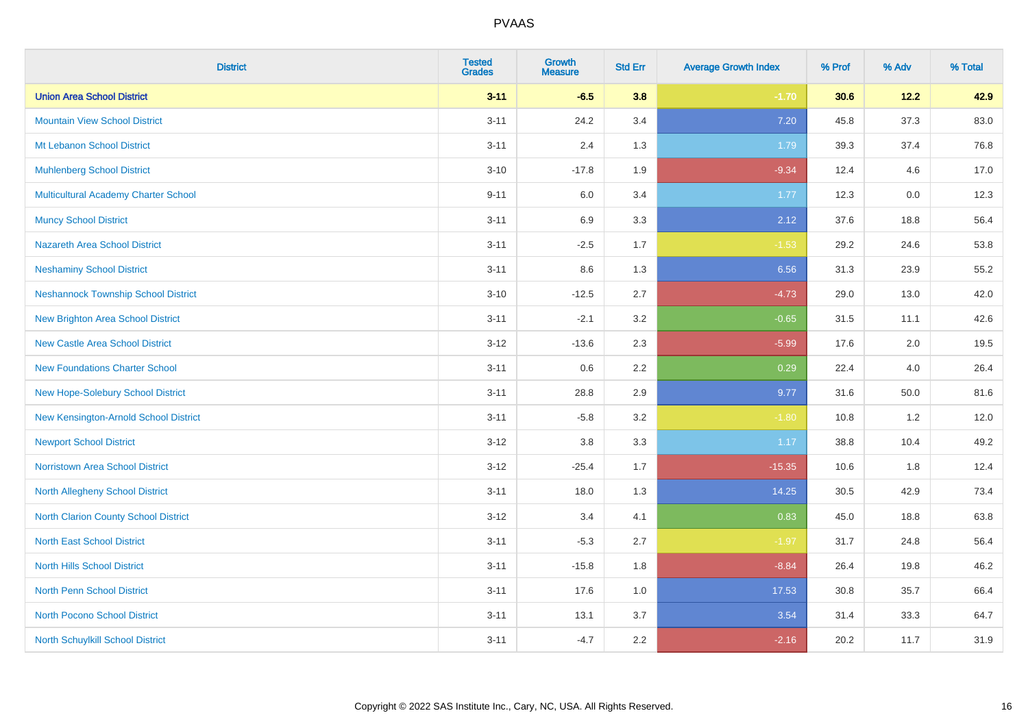PVAAS

| District | Tested Grades | Growth Measure | Std Err | Average Growth Index | % Prof | % Adv | % Total |
|---|---|---|---|---|---|---|---|
| **Union Area School District** | **3-11** | **-6.5** | **3.8** | **-1.70** | **30.6** | **12.2** | **42.9** |
| Mountain View School District | 3-11 | 24.2 | 3.4 | 7.20 | 45.8 | 37.3 | 83.0 |
| Mt Lebanon School District | 3-11 | 2.4 | 1.3 | 1.79 | 39.3 | 37.4 | 76.8 |
| Muhlenberg School District | 3-10 | -17.8 | 1.9 | -9.34 | 12.4 | 4.6 | 17.0 |
| Multicultural Academy Charter School | 9-11 | 6.0 | 3.4 | 1.77 | 12.3 | 0.0 | 12.3 |
| Muncy School District | 3-11 | 6.9 | 3.3 | 2.12 | 37.6 | 18.8 | 56.4 |
| Nazareth Area School District | 3-11 | -2.5 | 1.7 | -1.53 | 29.2 | 24.6 | 53.8 |
| Neshaminy School District | 3-11 | 8.6 | 1.3 | 6.56 | 31.3 | 23.9 | 55.2 |
| Neshannock Township School District | 3-10 | -12.5 | 2.7 | -4.73 | 29.0 | 13.0 | 42.0 |
| New Brighton Area School District | 3-11 | -2.1 | 3.2 | -0.65 | 31.5 | 11.1 | 42.6 |
| New Castle Area School District | 3-12 | -13.6 | 2.3 | -5.99 | 17.6 | 2.0 | 19.5 |
| New Foundations Charter School | 3-11 | 0.6 | 2.2 | 0.29 | 22.4 | 4.0 | 26.4 |
| New Hope-Solebury School District | 3-11 | 28.8 | 2.9 | 9.77 | 31.6 | 50.0 | 81.6 |
| New Kensington-Arnold School District | 3-11 | -5.8 | 3.2 | -1.80 | 10.8 | 1.2 | 12.0 |
| Newport School District | 3-12 | 3.8 | 3.3 | 1.17 | 38.8 | 10.4 | 49.2 |
| Norristown Area School District | 3-12 | -25.4 | 1.7 | -15.35 | 10.6 | 1.8 | 12.4 |
| North Allegheny School District | 3-11 | 18.0 | 1.3 | 14.25 | 30.5 | 42.9 | 73.4 |
| North Clarion County School District | 3-12 | 3.4 | 4.1 | 0.83 | 45.0 | 18.8 | 63.8 |
| North East School District | 3-11 | -5.3 | 2.7 | -1.97 | 31.7 | 24.8 | 56.4 |
| North Hills School District | 3-11 | -15.8 | 1.8 | -8.84 | 26.4 | 19.8 | 46.2 |
| North Penn School District | 3-11 | 17.6 | 1.0 | 17.53 | 30.8 | 35.7 | 66.4 |
| North Pocono School District | 3-11 | 13.1 | 3.7 | 3.54 | 31.4 | 33.3 | 64.7 |
| North Schuylkill School District | 3-11 | -4.7 | 2.2 | -2.16 | 20.2 | 11.7 | 31.9 |

Copyright © 2022 SAS Institute Inc., Cary, NC, USA. All Rights Reserved.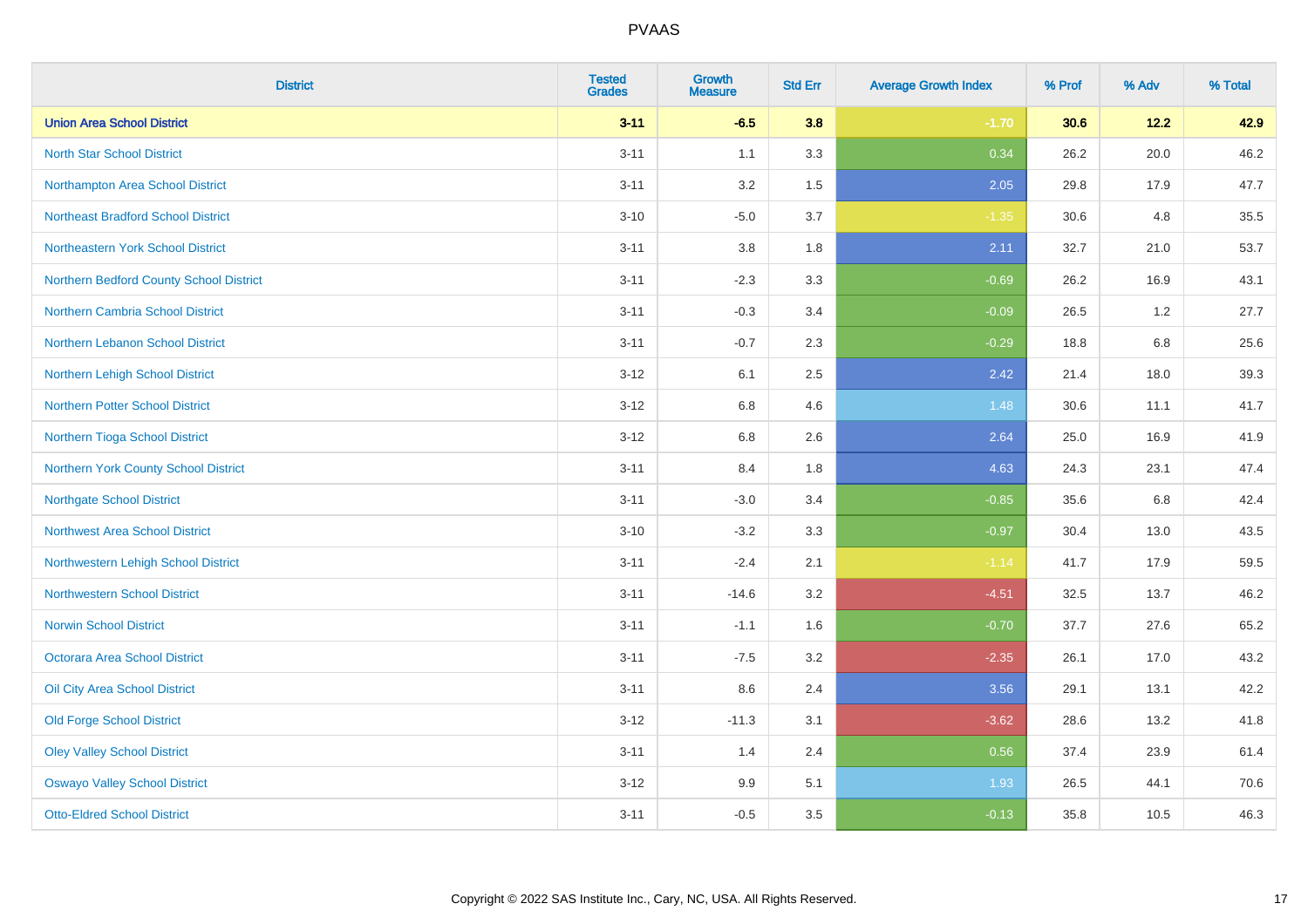# PVAAS

| District | Tested Grades | Growth Measure | Std Err | Average Growth Index | % Prof | % Adv | % Total |
|---|---|---|---|---|---|---|---|
| **Union Area School District** | **3-11** | **-6.5** | **3.8** | **-1.70** | **30.6** | **12.2** | **42.9** |
| North Star School District | 3-11 | 1.1 | 3.3 | 0.34 | 26.2 | 20.0 | 46.2 |
| Northampton Area School District | 3-11 | 3.2 | 1.5 | 2.05 | 29.8 | 17.9 | 47.7 |
| Northeast Bradford School District | 3-10 | -5.0 | 3.7 | -1.35 | 30.6 | 4.8 | 35.5 |
| Northeastern York School District | 3-11 | 3.8 | 1.8 | 2.11 | 32.7 | 21.0 | 53.7 |
| Northern Bedford County School District | 3-11 | -2.3 | 3.3 | -0.69 | 26.2 | 16.9 | 43.1 |
| Northern Cambria School District | 3-11 | -0.3 | 3.4 | -0.09 | 26.5 | 1.2 | 27.7 |
| Northern Lebanon School District | 3-11 | -0.7 | 2.3 | -0.29 | 18.8 | 6.8 | 25.6 |
| Northern Lehigh School District | 3-12 | 6.1 | 2.5 | 2.42 | 21.4 | 18.0 | 39.3 |
| Northern Potter School District | 3-12 | 6.8 | 4.6 | 1.48 | 30.6 | 11.1 | 41.7 |
| Northern Tioga School District | 3-12 | 6.8 | 2.6 | 2.64 | 25.0 | 16.9 | 41.9 |
| Northern York County School District | 3-11 | 8.4 | 1.8 | 4.63 | 24.3 | 23.1 | 47.4 |
| Northgate School District | 3-11 | -3.0 | 3.4 | -0.85 | 35.6 | 6.8 | 42.4 |
| Northwest Area School District | 3-10 | -3.2 | 3.3 | -0.97 | 30.4 | 13.0 | 43.5 |
| Northwestern Lehigh School District | 3-11 | -2.4 | 2.1 | -1.14 | 41.7 | 17.9 | 59.5 |
| Northwestern School District | 3-11 | -14.6 | 3.2 | -4.51 | 32.5 | 13.7 | 46.2 |
| Norwin School District | 3-11 | -1.1 | 1.6 | -0.70 | 37.7 | 27.6 | 65.2 |
| Octorara Area School District | 3-11 | -7.5 | 3.2 | -2.35 | 26.1 | 17.0 | 43.2 |
| Oil City Area School District | 3-11 | 8.6 | 2.4 | 3.56 | 29.1 | 13.1 | 42.2 |
| Old Forge School District | 3-12 | -11.3 | 3.1 | -3.62 | 28.6 | 13.2 | 41.8 |
| Oley Valley School District | 3-11 | 1.4 | 2.4 | 0.56 | 37.4 | 23.9 | 61.4 |
| Oswayo Valley School District | 3-12 | 9.9 | 5.1 | 1.93 | 26.5 | 44.1 | 70.6 |
| Otto-Eldred School District | 3-11 | -0.5 | 3.5 | -0.13 | 35.8 | 10.5 | 46.3 |

Copyright © 2022 SAS Institute Inc., Cary, NC, USA. All Rights Reserved.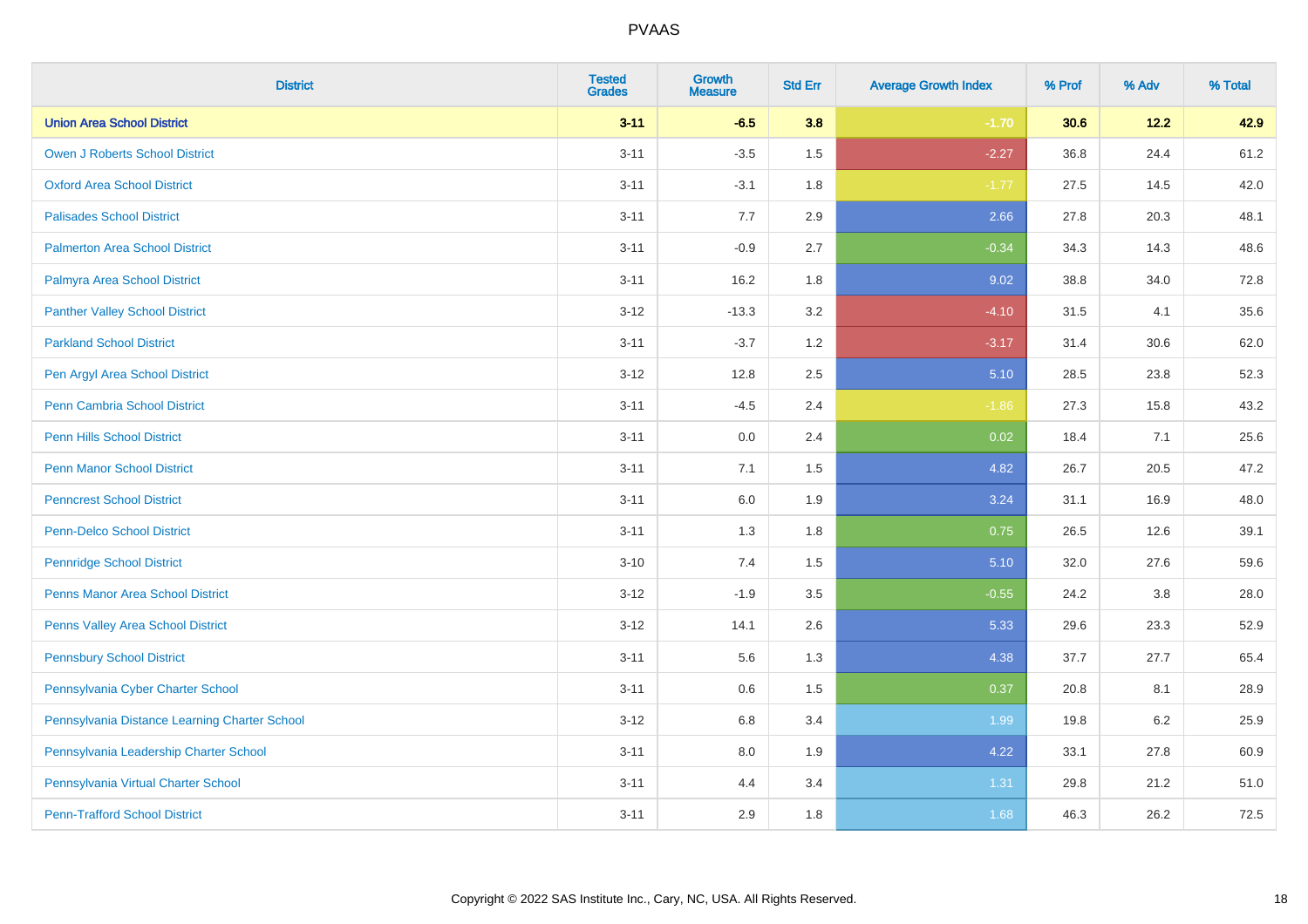| District | Tested Grades | Growth Measure | Std Err | Average Growth Index | % Prof | % Adv | % Total |
|---|---|---|---|---|---|---|---|
| **Union Area School District** | **3-11** | **-6.5** | **3.8** | **-1.70** | **30.6** | **12.2** | **42.9** |
| Owen J Roberts School District | 3-11 | -3.5 | 1.5 | -2.27 | 36.8 | 24.4 | 61.2 |
| Oxford Area School District | 3-11 | -3.1 | 1.8 | -1.77 | 27.5 | 14.5 | 42.0 |
| Palisades School District | 3-11 | 7.7 | 2.9 | 2.66 | 27.8 | 20.3 | 48.1 |
| Palmerton Area School District | 3-11 | -0.9 | 2.7 | -0.34 | 34.3 | 14.3 | 48.6 |
| Palmyra Area School District | 3-11 | 16.2 | 1.8 | 9.02 | 38.8 | 34.0 | 72.8 |
| Panther Valley School District | 3-12 | -13.3 | 3.2 | -4.10 | 31.5 | 4.1 | 35.6 |
| Parkland School District | 3-11 | -3.7 | 1.2 | -3.17 | 31.4 | 30.6 | 62.0 |
| Pen Argyl Area School District | 3-12 | 12.8 | 2.5 | 5.10 | 28.5 | 23.8 | 52.3 |
| Penn Cambria School District | 3-11 | -4.5 | 2.4 | -1.86 | 27.3 | 15.8 | 43.2 |
| Penn Hills School District | 3-11 | 0.0 | 2.4 | 0.02 | 18.4 | 7.1 | 25.6 |
| Penn Manor School District | 3-11 | 7.1 | 1.5 | 4.82 | 26.7 | 20.5 | 47.2 |
| Penncrest School District | 3-11 | 6.0 | 1.9 | 3.24 | 31.1 | 16.9 | 48.0 |
| Penn-Delco School District | 3-11 | 1.3 | 1.8 | 0.75 | 26.5 | 12.6 | 39.1 |
| Pennridge School District | 3-10 | 7.4 | 1.5 | 5.10 | 32.0 | 27.6 | 59.6 |
| Penns Manor Area School District | 3-12 | -1.9 | 3.5 | -0.55 | 24.2 | 3.8 | 28.0 |
| Penns Valley Area School District | 3-12 | 14.1 | 2.6 | 5.33 | 29.6 | 23.3 | 52.9 |
| Pennsbury School District | 3-11 | 5.6 | 1.3 | 4.38 | 37.7 | 27.7 | 65.4 |
| Pennsylvania Cyber Charter School | 3-11 | 0.6 | 1.5 | 0.37 | 20.8 | 8.1 | 28.9 |
| Pennsylvania Distance Learning Charter School | 3-12 | 6.8 | 3.4 | 1.99 | 19.8 | 6.2 | 25.9 |
| Pennsylvania Leadership Charter School | 3-11 | 8.0 | 1.9 | 4.22 | 33.1 | 27.8 | 60.9 |
| Pennsylvania Virtual Charter School | 3-11 | 4.4 | 3.4 | 1.31 | 29.8 | 21.2 | 51.0 |
| Penn-Trafford School District | 3-11 | 2.9 | 1.8 | 1.68 | 46.3 | 26.2 | 72.5 |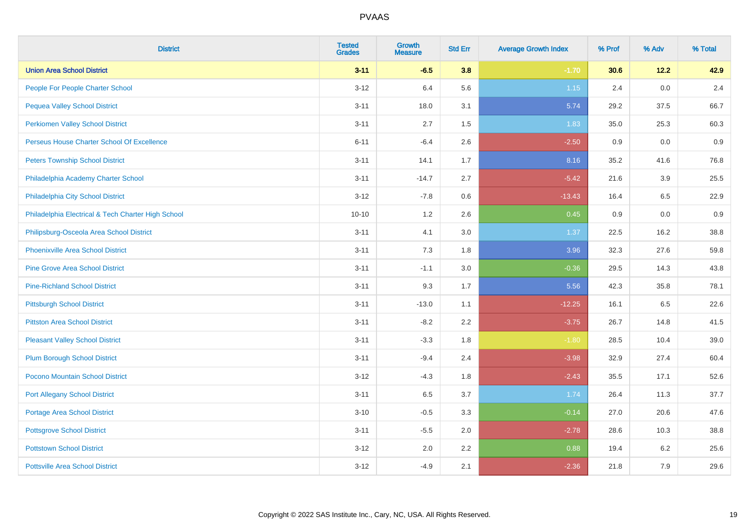# PVAAS

| District | Tested Grades | Growth Measure | Std Err | Average Growth Index | % Prof | % Adv | % Total |
|---|---|---|---|---|---|---|---|
| **Union Area School District** | **3-11** | **-6.5** | **3.8** | **-1.70** | **30.6** | **12.2** | **42.9** |
| People For People Charter School | 3-12 | 6.4 | 5.6 | 1.15 | 2.4 | 0.0 | 2.4 |
| Pequea Valley School District | 3-11 | 18.0 | 3.1 | 5.74 | 29.2 | 37.5 | 66.7 |
| Perkiomen Valley School District | 3-11 | 2.7 | 1.5 | 1.83 | 35.0 | 25.3 | 60.3 |
| Perseus House Charter School Of Excellence | 6-11 | -6.4 | 2.6 | -2.50 | 0.9 | 0.0 | 0.9 |
| Peters Township School District | 3-11 | 14.1 | 1.7 | 8.16 | 35.2 | 41.6 | 76.8 |
| Philadelphia Academy Charter School | 3-11 | -14.7 | 2.7 | -5.42 | 21.6 | 3.9 | 25.5 |
| Philadelphia City School District | 3-12 | -7.8 | 0.6 | -13.43 | 16.4 | 6.5 | 22.9 |
| Philadelphia Electrical & Tech Charter High School | 10-10 | 1.2 | 2.6 | 0.45 | 0.9 | 0.0 | 0.9 |
| Philipsburg-Osceola Area School District | 3-11 | 4.1 | 3.0 | 1.37 | 22.5 | 16.2 | 38.8 |
| Phoenixville Area School District | 3-11 | 7.3 | 1.8 | 3.96 | 32.3 | 27.6 | 59.8 |
| Pine Grove Area School District | 3-11 | -1.1 | 3.0 | -0.36 | 29.5 | 14.3 | 43.8 |
| Pine-Richland School District | 3-11 | 9.3 | 1.7 | 5.56 | 42.3 | 35.8 | 78.1 |
| Pittsburgh School District | 3-11 | -13.0 | 1.1 | -12.25 | 16.1 | 6.5 | 22.6 |
| Pittston Area School District | 3-11 | -8.2 | 2.2 | -3.75 | 26.7 | 14.8 | 41.5 |
| Pleasant Valley School District | 3-11 | -3.3 | 1.8 | -1.80 | 28.5 | 10.4 | 39.0 |
| Plum Borough School District | 3-11 | -9.4 | 2.4 | -3.98 | 32.9 | 27.4 | 60.4 |
| Pocono Mountain School District | 3-12 | -4.3 | 1.8 | -2.43 | 35.5 | 17.1 | 52.6 |
| Port Allegany School District | 3-11 | 6.5 | 3.7 | 1.74 | 26.4 | 11.3 | 37.7 |
| Portage Area School District | 3-10 | -0.5 | 3.3 | -0.14 | 27.0 | 20.6 | 47.6 |
| Pottsgrove School District | 3-11 | -5.5 | 2.0 | -2.78 | 28.6 | 10.3 | 38.8 |
| Pottstown School District | 3-12 | 2.0 | 2.2 | 0.88 | 19.4 | 6.2 | 25.6 |
| Pottsville Area School District | 3-12 | -4.9 | 2.1 | -2.36 | 21.8 | 7.9 | 29.6 |

Copyright © 2022 SAS Institute Inc., Cary, NC, USA. All Rights Reserved.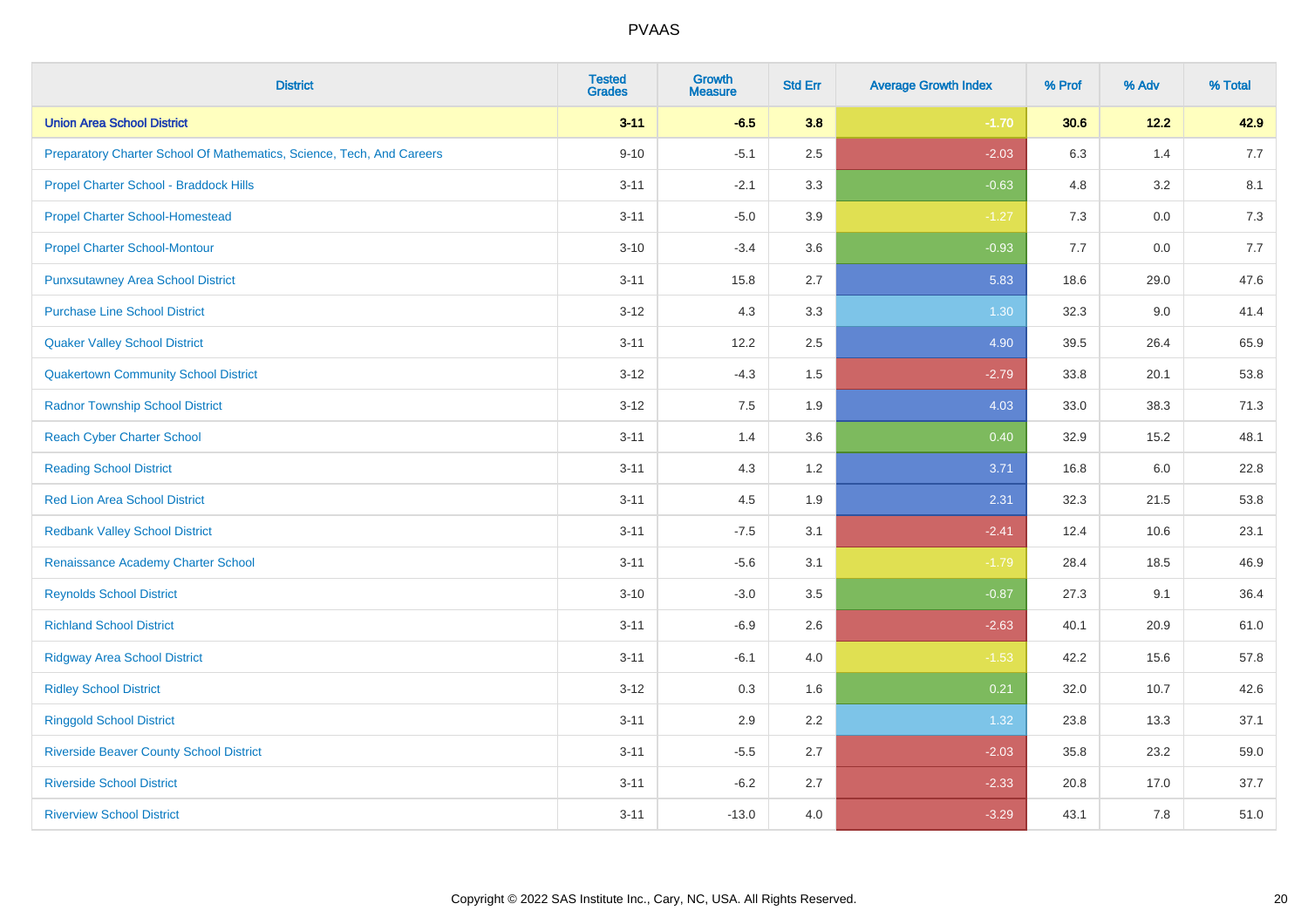| District | Tested Grades | Growth Measure | Std Err | Average Growth Index | % Prof | % Adv | % Total |
|---|---|---|---|---|---|---|---|
| **Union Area School District** | **3-11** | **-6.5** | **3.8** | **-1.70** | **30.6** | **12.2** | **42.9** |
| Preparatory Charter School Of Mathematics, Science, Tech, And Careers | 9-10 | -5.1 | 2.5 | -2.03 | 6.3 | 1.4 | 7.7 |
| Propel Charter School - Braddock Hills | 3-11 | -2.1 | 3.3 | -0.63 | 4.8 | 3.2 | 8.1 |
| Propel Charter School-Homestead | 3-11 | -5.0 | 3.9 | -1.27 | 7.3 | 0.0 | 7.3 |
| Propel Charter School-Montour | 3-10 | -3.4 | 3.6 | -0.93 | 7.7 | 0.0 | 7.7 |
| Punxsutawney Area School District | 3-11 | 15.8 | 2.7 | 5.83 | 18.6 | 29.0 | 47.6 |
| Purchase Line School District | 3-12 | 4.3 | 3.3 | 1.30 | 32.3 | 9.0 | 41.4 |
| Quaker Valley School District | 3-11 | 12.2 | 2.5 | 4.90 | 39.5 | 26.4 | 65.9 |
| Quakertown Community School District | 3-12 | -4.3 | 1.5 | -2.79 | 33.8 | 20.1 | 53.8 |
| Radnor Township School District | 3-12 | 7.5 | 1.9 | 4.03 | 33.0 | 38.3 | 71.3 |
| Reach Cyber Charter School | 3-11 | 1.4 | 3.6 | 0.40 | 32.9 | 15.2 | 48.1 |
| Reading School District | 3-11 | 4.3 | 1.2 | 3.71 | 16.8 | 6.0 | 22.8 |
| Red Lion Area School District | 3-11 | 4.5 | 1.9 | 2.31 | 32.3 | 21.5 | 53.8 |
| Redbank Valley School District | 3-11 | -7.5 | 3.1 | -2.41 | 12.4 | 10.6 | 23.1 |
| Renaissance Academy Charter School | 3-11 | -5.6 | 3.1 | -1.79 | 28.4 | 18.5 | 46.9 |
| Reynolds School District | 3-10 | -3.0 | 3.5 | -0.87 | 27.3 | 9.1 | 36.4 |
| Richland School District | 3-11 | -6.9 | 2.6 | -2.63 | 40.1 | 20.9 | 61.0 |
| Ridgway Area School District | 3-11 | -6.1 | 4.0 | -1.53 | 42.2 | 15.6 | 57.8 |
| Ridley School District | 3-12 | 0.3 | 1.6 | 0.21 | 32.0 | 10.7 | 42.6 |
| Ringgold School District | 3-11 | 2.9 | 2.2 | 1.32 | 23.8 | 13.3 | 37.1 |
| Riverside Beaver County School District | 3-11 | -5.5 | 2.7 | -2.03 | 35.8 | 23.2 | 59.0 |
| Riverside School District | 3-11 | -6.2 | 2.7 | -2.33 | 20.8 | 17.0 | 37.7 |
| Riverview School District | 3-11 | -13.0 | 4.0 | -3.29 | 43.1 | 7.8 | 51.0 |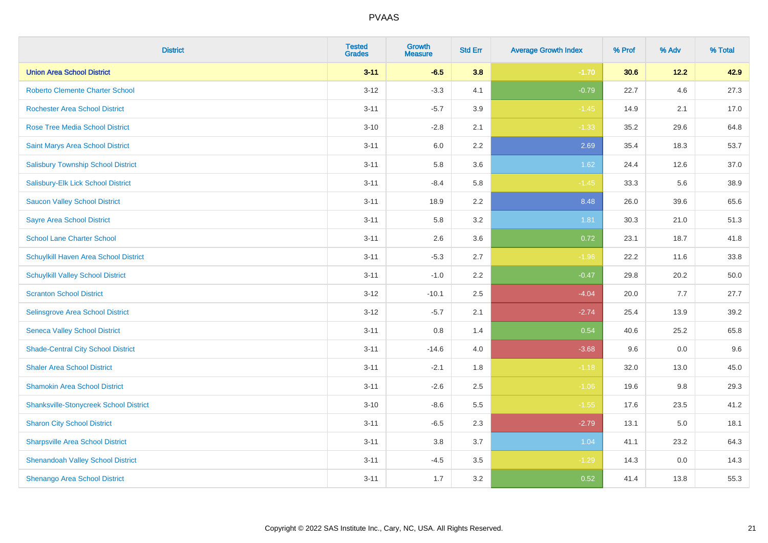| District | Tested Grades | Growth Measure | Std Err | Average Growth Index | % Prof | % Adv | % Total |
|---|---|---|---|---|---|---|---|
| **Union Area School District** | **3-11** | **-6.5** | **3.8** | **-1.70** | **30.6** | **12.2** | **42.9** |
| Roberto Clemente Charter School | 3-12 | -3.3 | 4.1 | -0.79 | 22.7 | 4.6 | 27.3 |
| Rochester Area School District | 3-11 | -5.7 | 3.9 | -1.45 | 14.9 | 2.1 | 17.0 |
| Rose Tree Media School District | 3-10 | -2.8 | 2.1 | -1.33 | 35.2 | 29.6 | 64.8 |
| Saint Marys Area School District | 3-11 | 6.0 | 2.2 | 2.69 | 35.4 | 18.3 | 53.7 |
| Salisbury Township School District | 3-11 | 5.8 | 3.6 | 1.62 | 24.4 | 12.6 | 37.0 |
| Salisbury-Elk Lick School District | 3-11 | -8.4 | 5.8 | -1.45 | 33.3 | 5.6 | 38.9 |
| Saucon Valley School District | 3-11 | 18.9 | 2.2 | 8.48 | 26.0 | 39.6 | 65.6 |
| Sayre Area School District | 3-11 | 5.8 | 3.2 | 1.81 | 30.3 | 21.0 | 51.3 |
| School Lane Charter School | 3-11 | 2.6 | 3.6 | 0.72 | 23.1 | 18.7 | 41.8 |
| Schuylkill Haven Area School District | 3-11 | -5.3 | 2.7 | -1.96 | 22.2 | 11.6 | 33.8 |
| Schuylkill Valley School District | 3-11 | -1.0 | 2.2 | -0.47 | 29.8 | 20.2 | 50.0 |
| Scranton School District | 3-12 | -10.1 | 2.5 | -4.04 | 20.0 | 7.7 | 27.7 |
| Selinsgrove Area School District | 3-12 | -5.7 | 2.1 | -2.74 | 25.4 | 13.9 | 39.2 |
| Seneca Valley School District | 3-11 | 0.8 | 1.4 | 0.54 | 40.6 | 25.2 | 65.8 |
| Shade-Central City School District | 3-11 | -14.6 | 4.0 | -3.68 | 9.6 | 0.0 | 9.6 |
| Shaler Area School District | 3-11 | -2.1 | 1.8 | -1.18 | 32.0 | 13.0 | 45.0 |
| Shamokin Area School District | 3-11 | -2.6 | 2.5 | -1.06 | 19.6 | 9.8 | 29.3 |
| Shanksville-Stonycreek School District | 3-10 | -8.6 | 5.5 | -1.55 | 17.6 | 23.5 | 41.2 |
| Sharon City School District | 3-11 | -6.5 | 2.3 | -2.79 | 13.1 | 5.0 | 18.1 |
| Sharpsville Area School District | 3-11 | 3.8 | 3.7 | 1.04 | 41.1 | 23.2 | 64.3 |
| Shenandoah Valley School District | 3-11 | -4.5 | 3.5 | -1.29 | 14.3 | 0.0 | 14.3 |
| Shenango Area School District | 3-11 | 1.7 | 3.2 | 0.52 | 41.4 | 13.8 | 55.3 |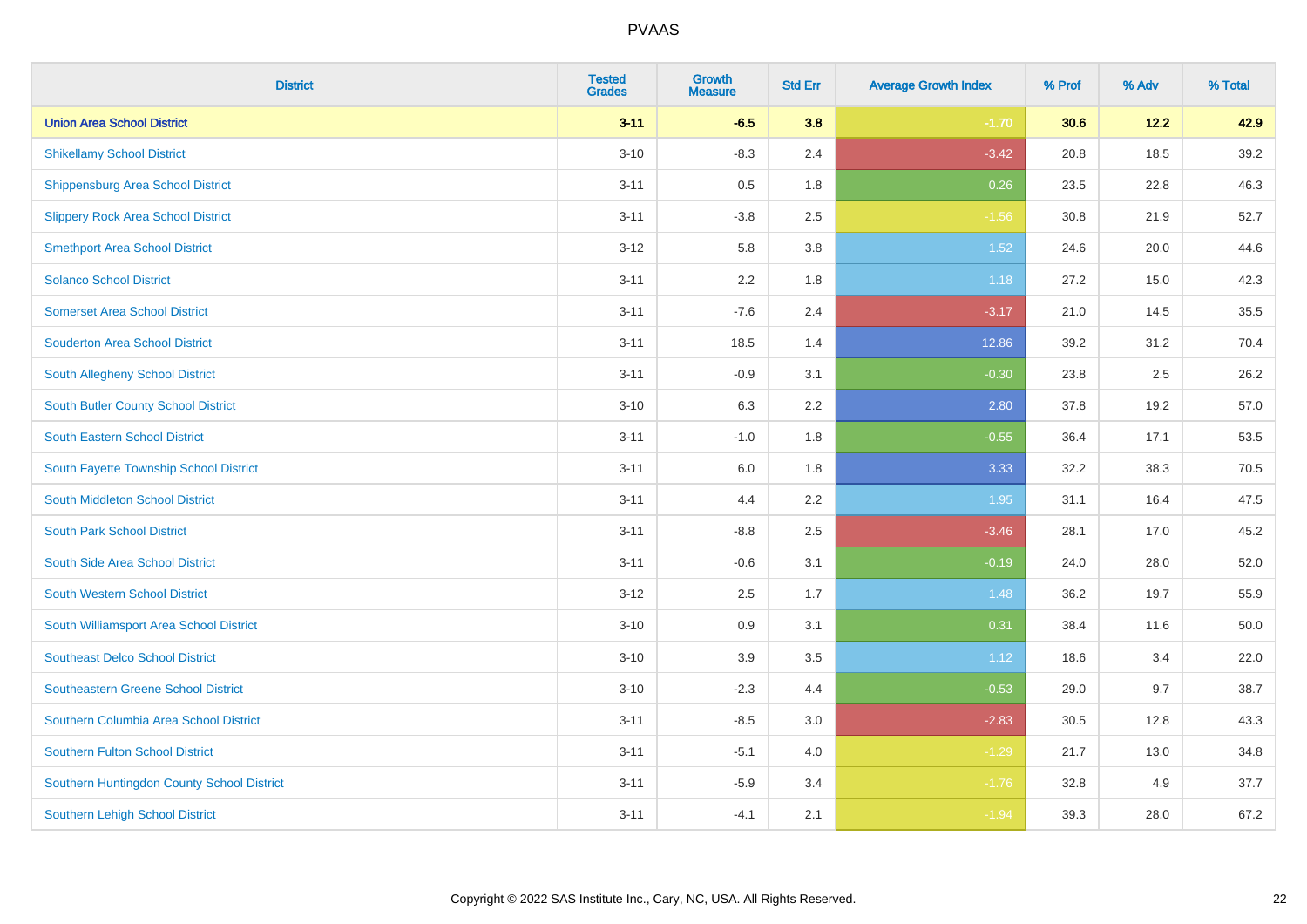# PVAAS

| District | Tested Grades | Growth Measure | Std Err | Average Growth Index | % Prof | % Adv | % Total |
|---|---|---|---|---|---|---|---|
| **Union Area School District** | **3-11** | **-6.5** | **3.8** | **-1.70** | **30.6** | **12.2** | **42.9** |
| Shikellamy School District | 3-10 | -8.3 | 2.4 | -3.42 | 20.8 | 18.5 | 39.2 |
| Shippensburg Area School District | 3-11 | 0.5 | 1.8 | 0.26 | 23.5 | 22.8 | 46.3 |
| Slippery Rock Area School District | 3-11 | -3.8 | 2.5 | -1.56 | 30.8 | 21.9 | 52.7 |
| Smethport Area School District | 3-12 | 5.8 | 3.8 | 1.52 | 24.6 | 20.0 | 44.6 |
| Solanco School District | 3-11 | 2.2 | 1.8 | 1.18 | 27.2 | 15.0 | 42.3 |
| Somerset Area School District | 3-11 | -7.6 | 2.4 | -3.17 | 21.0 | 14.5 | 35.5 |
| Souderton Area School District | 3-11 | 18.5 | 1.4 | 12.86 | 39.2 | 31.2 | 70.4 |
| South Allegheny School District | 3-11 | -0.9 | 3.1 | -0.30 | 23.8 | 2.5 | 26.2 |
| South Butler County School District | 3-10 | 6.3 | 2.2 | 2.80 | 37.8 | 19.2 | 57.0 |
| South Eastern School District | 3-11 | -1.0 | 1.8 | -0.55 | 36.4 | 17.1 | 53.5 |
| South Fayette Township School District | 3-11 | 6.0 | 1.8 | 3.33 | 32.2 | 38.3 | 70.5 |
| South Middleton School District | 3-11 | 4.4 | 2.2 | 1.95 | 31.1 | 16.4 | 47.5 |
| South Park School District | 3-11 | -8.8 | 2.5 | -3.46 | 28.1 | 17.0 | 45.2 |
| South Side Area School District | 3-11 | -0.6 | 3.1 | -0.19 | 24.0 | 28.0 | 52.0 |
| South Western School District | 3-12 | 2.5 | 1.7 | 1.48 | 36.2 | 19.7 | 55.9 |
| South Williamsport Area School District | 3-10 | 0.9 | 3.1 | 0.31 | 38.4 | 11.6 | 50.0 |
| Southeast Delco School District | 3-10 | 3.9 | 3.5 | 1.12 | 18.6 | 3.4 | 22.0 |
| Southeastern Greene School District | 3-10 | -2.3 | 4.4 | -0.53 | 29.0 | 9.7 | 38.7 |
| Southern Columbia Area School District | 3-11 | -8.5 | 3.0 | -2.83 | 30.5 | 12.8 | 43.3 |
| Southern Fulton School District | 3-11 | -5.1 | 4.0 | -1.29 | 21.7 | 13.0 | 34.8 |
| Southern Huntingdon County School District | 3-11 | -5.9 | 3.4 | -1.76 | 32.8 | 4.9 | 37.7 |
| Southern Lehigh School District | 3-11 | -4.1 | 2.1 | -1.94 | 39.3 | 28.0 | 67.2 |

Copyright © 2022 SAS Institute Inc., Cary, NC, USA. All Rights Reserved.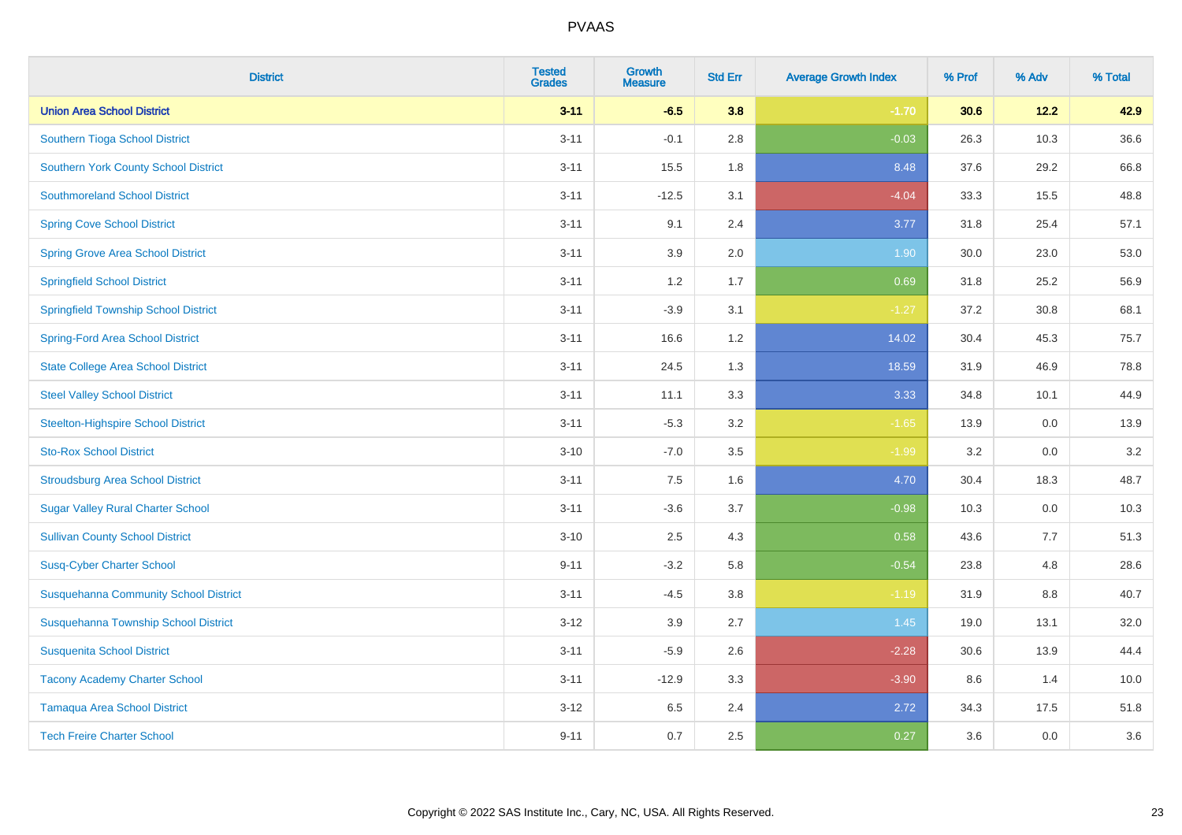| District | Tested Grades | Growth Measure | Std Err | Average Growth Index | % Prof | % Adv | % Total |
|---|---|---|---|---|---|---|---|
| **Union Area School District** | **3-11** | **-6.5** | **3.8** | **-1.70** | **30.6** | **12.2** | **42.9** |
| Southern Tioga School District | 3-11 | -0.1 | 2.8 | -0.03 | 26.3 | 10.3 | 36.6 |
| Southern York County School District | 3-11 | 15.5 | 1.8 | 8.48 | 37.6 | 29.2 | 66.8 |
| Southmoreland School District | 3-11 | -12.5 | 3.1 | -4.04 | 33.3 | 15.5 | 48.8 |
| Spring Cove School District | 3-11 | 9.1 | 2.4 | 3.77 | 31.8 | 25.4 | 57.1 |
| Spring Grove Area School District | 3-11 | 3.9 | 2.0 | 1.90 | 30.0 | 23.0 | 53.0 |
| Springfield School District | 3-11 | 1.2 | 1.7 | 0.69 | 31.8 | 25.2 | 56.9 |
| Springfield Township School District | 3-11 | -3.9 | 3.1 | -1.27 | 37.2 | 30.8 | 68.1 |
| Spring-Ford Area School District | 3-11 | 16.6 | 1.2 | 14.02 | 30.4 | 45.3 | 75.7 |
| State College Area School District | 3-11 | 24.5 | 1.3 | 18.59 | 31.9 | 46.9 | 78.8 |
| Steel Valley School District | 3-11 | 11.1 | 3.3 | 3.33 | 34.8 | 10.1 | 44.9 |
| Steelton-Highspire School District | 3-11 | -5.3 | 3.2 | -1.65 | 13.9 | 0.0 | 13.9 |
| Sto-Rox School District | 3-10 | -7.0 | 3.5 | -1.99 | 3.2 | 0.0 | 3.2 |
| Stroudsburg Area School District | 3-11 | 7.5 | 1.6 | 4.70 | 30.4 | 18.3 | 48.7 |
| Sugar Valley Rural Charter School | 3-11 | -3.6 | 3.7 | -0.98 | 10.3 | 0.0 | 10.3 |
| Sullivan County School District | 3-10 | 2.5 | 4.3 | 0.58 | 43.6 | 7.7 | 51.3 |
| Susq-Cyber Charter School | 9-11 | -3.2 | 5.8 | -0.54 | 23.8 | 4.8 | 28.6 |
| Susquehanna Community School District | 3-11 | -4.5 | 3.8 | -1.19 | 31.9 | 8.8 | 40.7 |
| Susquehanna Township School District | 3-12 | 3.9 | 2.7 | 1.45 | 19.0 | 13.1 | 32.0 |
| Susquenita School District | 3-11 | -5.9 | 2.6 | -2.28 | 30.6 | 13.9 | 44.4 |
| Tacony Academy Charter School | 3-11 | -12.9 | 3.3 | -3.90 | 8.6 | 1.4 | 10.0 |
| Tamaqua Area School District | 3-12 | 6.5 | 2.4 | 2.72 | 34.3 | 17.5 | 51.8 |
| Tech Freire Charter School | 9-11 | 0.7 | 2.5 | 0.27 | 3.6 | 0.0 | 3.6 |

Copyright © 2022 SAS Institute Inc., Cary, NC, USA. All Rights Reserved.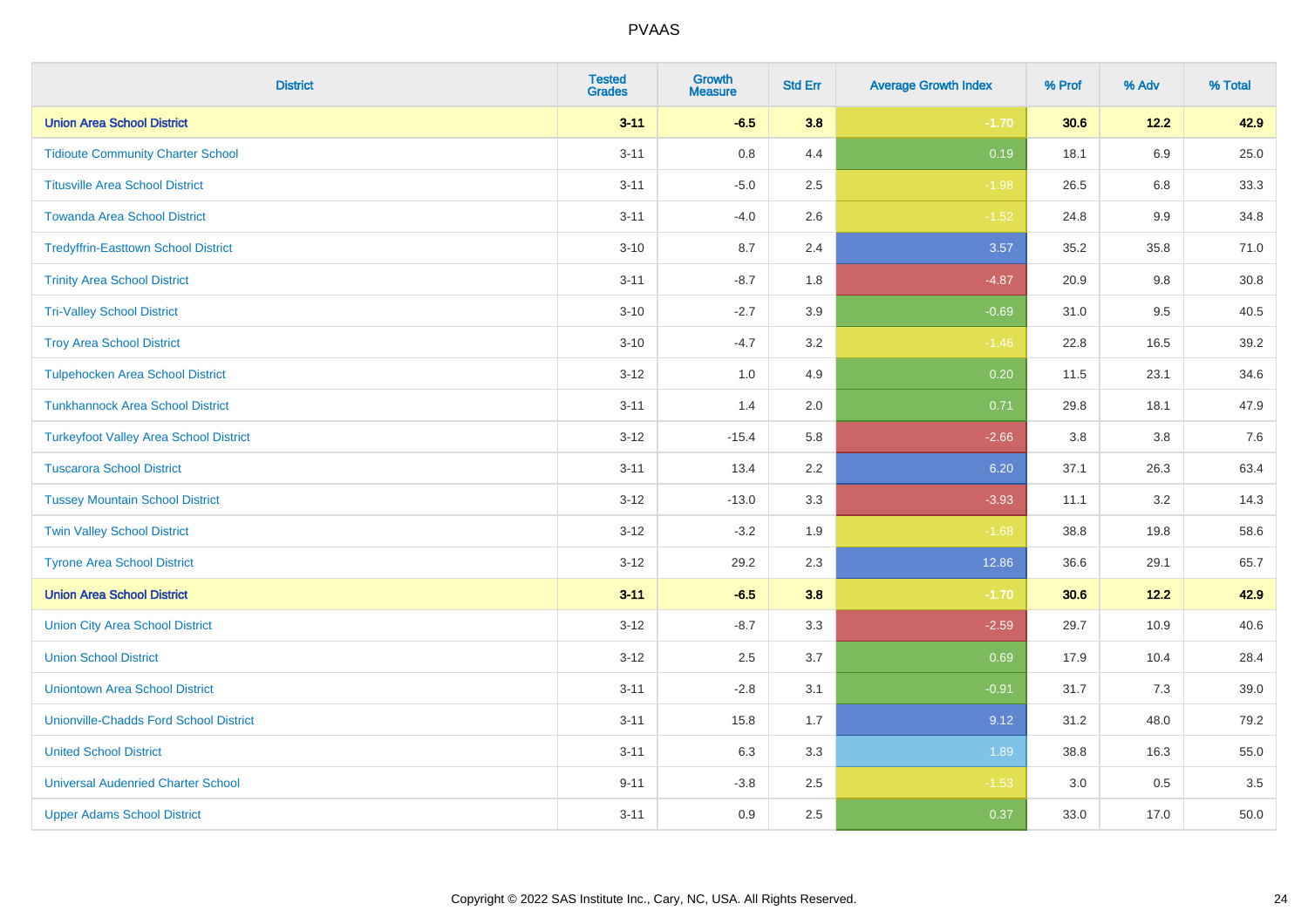PVAAS

| District | Tested Grades | Growth Measure | Std Err | Average Growth Index | % Prof | % Adv | % Total |
|---|---|---|---|---|---|---|---|
| **Union Area School District** | **3-11** | **-6.5** | **3.8** | **-1.70** | **30.6** | **12.2** | **42.9** |
| Tidioute Community Charter School | 3-11 | 0.8 | 4.4 | 0.19 | 18.1 | 6.9 | 25.0 |
| Titusville Area School District | 3-11 | -5.0 | 2.5 | -1.98 | 26.5 | 6.8 | 33.3 |
| Towanda Area School District | 3-11 | -4.0 | 2.6 | -1.52 | 24.8 | 9.9 | 34.8 |
| Tredyffrin-Easttown School District | 3-10 | 8.7 | 2.4 | 3.57 | 35.2 | 35.8 | 71.0 |
| Trinity Area School District | 3-11 | -8.7 | 1.8 | -4.87 | 20.9 | 9.8 | 30.8 |
| Tri-Valley School District | 3-10 | -2.7 | 3.9 | -0.69 | 31.0 | 9.5 | 40.5 |
| Troy Area School District | 3-10 | -4.7 | 3.2 | -1.46 | 22.8 | 16.5 | 39.2 |
| Tulpehocken Area School District | 3-12 | 1.0 | 4.9 | 0.20 | 11.5 | 23.1 | 34.6 |
| Tunkhannock Area School District | 3-11 | 1.4 | 2.0 | 0.71 | 29.8 | 18.1 | 47.9 |
| Turkeyfoot Valley Area School District | 3-12 | -15.4 | 5.8 | -2.66 | 3.8 | 3.8 | 7.6 |
| Tuscarora School District | 3-11 | 13.4 | 2.2 | 6.20 | 37.1 | 26.3 | 63.4 |
| Tussey Mountain School District | 3-12 | -13.0 | 3.3 | -3.93 | 11.1 | 3.2 | 14.3 |
| Twin Valley School District | 3-12 | -3.2 | 1.9 | -1.68 | 38.8 | 19.8 | 58.6 |
| Tyrone Area School District | 3-12 | 29.2 | 2.3 | 12.86 | 36.6 | 29.1 | 65.7 |
| **Union Area School District** | **3-11** | **-6.5** | **3.8** | **-1.70** | **30.6** | **12.2** | **42.9** |
| Union City Area School District | 3-12 | -8.7 | 3.3 | -2.59 | 29.7 | 10.9 | 40.6 |
| Union School District | 3-12 | 2.5 | 3.7 | 0.69 | 17.9 | 10.4 | 28.4 |
| Uniontown Area School District | 3-11 | -2.8 | 3.1 | -0.91 | 31.7 | 7.3 | 39.0 |
| Unionville-Chadds Ford School District | 3-11 | 15.8 | 1.7 | 9.12 | 31.2 | 48.0 | 79.2 |
| United School District | 3-11 | 6.3 | 3.3 | 1.89 | 38.8 | 16.3 | 55.0 |
| Universal Audenried Charter School | 9-11 | -3.8 | 2.5 | -1.53 | 3.0 | 0.5 | 3.5 |
| Upper Adams School District | 3-11 | 0.9 | 2.5 | 0.37 | 33.0 | 17.0 | 50.0 |

Copyright © 2022 SAS Institute Inc., Cary, NC, USA. All Rights Reserved.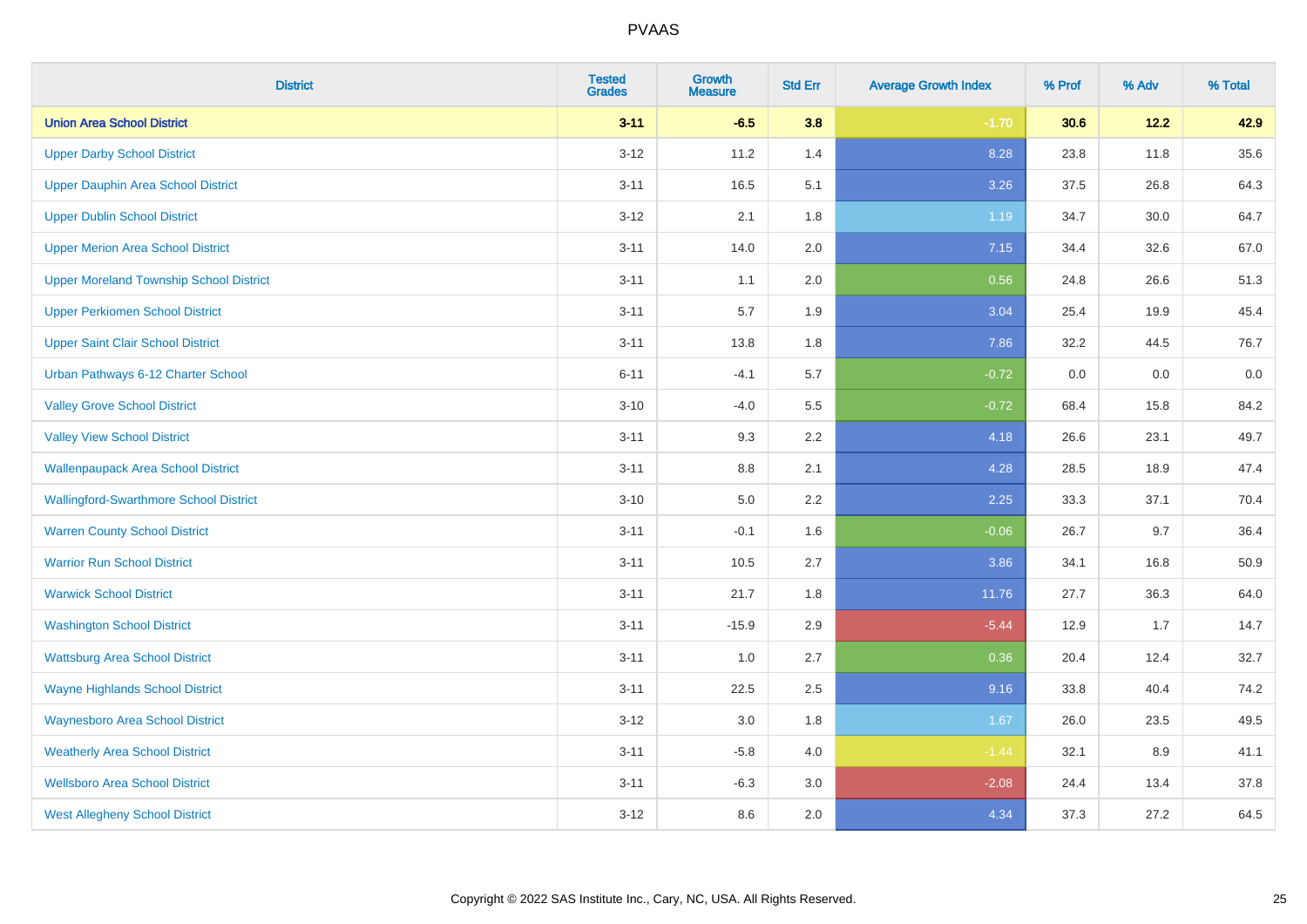PVAAS

| District | Tested Grades | Growth Measure | Std Err | Average Growth Index | % Prof | % Adv | % Total |
|---|---|---|---|---|---|---|---|
| **Union Area School District** | **3-11** | **-6.5** | **3.8** | **-1.70** | **30.6** | **12.2** | **42.9** |
| Upper Darby School District | 3-12 | 11.2 | 1.4 | 8.28 | 23.8 | 11.8 | 35.6 |
| Upper Dauphin Area School District | 3-11 | 16.5 | 5.1 | 3.26 | 37.5 | 26.8 | 64.3 |
| Upper Dublin School District | 3-12 | 2.1 | 1.8 | 1.19 | 34.7 | 30.0 | 64.7 |
| Upper Merion Area School District | 3-11 | 14.0 | 2.0 | 7.15 | 34.4 | 32.6 | 67.0 |
| Upper Moreland Township School District | 3-11 | 1.1 | 2.0 | 0.56 | 24.8 | 26.6 | 51.3 |
| Upper Perkiomen School District | 3-11 | 5.7 | 1.9 | 3.04 | 25.4 | 19.9 | 45.4 |
| Upper Saint Clair School District | 3-11 | 13.8 | 1.8 | 7.86 | 32.2 | 44.5 | 76.7 |
| Urban Pathways 6-12 Charter School | 6-11 | -4.1 | 5.7 | -0.72 | 0.0 | 0.0 | 0.0 |
| Valley Grove School District | 3-10 | -4.0 | 5.5 | -0.72 | 68.4 | 15.8 | 84.2 |
| Valley View School District | 3-11 | 9.3 | 2.2 | 4.18 | 26.6 | 23.1 | 49.7 |
| Wallenpaupack Area School District | 3-11 | 8.8 | 2.1 | 4.28 | 28.5 | 18.9 | 47.4 |
| Wallingford-Swarthmore School District | 3-10 | 5.0 | 2.2 | 2.25 | 33.3 | 37.1 | 70.4 |
| Warren County School District | 3-11 | -0.1 | 1.6 | -0.06 | 26.7 | 9.7 | 36.4 |
| Warrior Run School District | 3-11 | 10.5 | 2.7 | 3.86 | 34.1 | 16.8 | 50.9 |
| Warwick School District | 3-11 | 21.7 | 1.8 | 11.76 | 27.7 | 36.3 | 64.0 |
| Washington School District | 3-11 | -15.9 | 2.9 | -5.44 | 12.9 | 1.7 | 14.7 |
| Wattsburg Area School District | 3-11 | 1.0 | 2.7 | 0.36 | 20.4 | 12.4 | 32.7 |
| Wayne Highlands School District | 3-11 | 22.5 | 2.5 | 9.16 | 33.8 | 40.4 | 74.2 |
| Waynesboro Area School District | 3-12 | 3.0 | 1.8 | 1.67 | 26.0 | 23.5 | 49.5 |
| Weatherly Area School District | 3-11 | -5.8 | 4.0 | -1.44 | 32.1 | 8.9 | 41.1 |
| Wellsboro Area School District | 3-11 | -6.3 | 3.0 | -2.08 | 24.4 | 13.4 | 37.8 |
| West Allegheny School District | 3-12 | 8.6 | 2.0 | 4.34 | 37.3 | 27.2 | 64.5 |

Copyright © 2022 SAS Institute Inc., Cary, NC, USA. All Rights Reserved.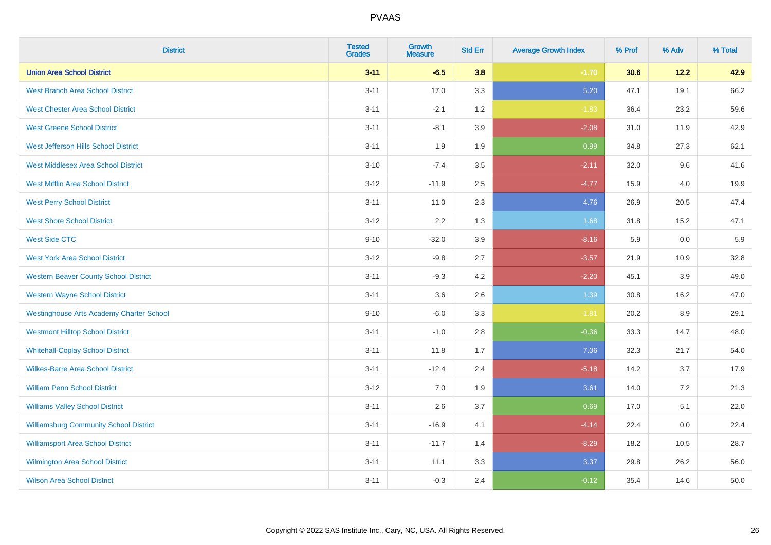| District | Tested Grades | Growth Measure | Std Err | Average Growth Index | % Prof | % Adv | % Total |
|---|---|---|---|---|---|---|---|
| **Union Area School District** | **3-11** | **-6.5** | **3.8** | **-1.70** | **30.6** | **12.2** | **42.9** |
| West Branch Area School District | 3-11 | 17.0 | 3.3 | 5.20 | 47.1 | 19.1 | 66.2 |
| West Chester Area School District | 3-11 | -2.1 | 1.2 | -1.83 | 36.4 | 23.2 | 59.6 |
| West Greene School District | 3-11 | -8.1 | 3.9 | -2.08 | 31.0 | 11.9 | 42.9 |
| West Jefferson Hills School District | 3-11 | 1.9 | 1.9 | 0.99 | 34.8 | 27.3 | 62.1 |
| West Middlesex Area School District | 3-10 | -7.4 | 3.5 | -2.11 | 32.0 | 9.6 | 41.6 |
| West Mifflin Area School District | 3-12 | -11.9 | 2.5 | -4.77 | 15.9 | 4.0 | 19.9 |
| West Perry School District | 3-11 | 11.0 | 2.3 | 4.76 | 26.9 | 20.5 | 47.4 |
| West Shore School District | 3-12 | 2.2 | 1.3 | 1.68 | 31.8 | 15.2 | 47.1 |
| West Side CTC | 9-10 | -32.0 | 3.9 | -8.16 | 5.9 | 0.0 | 5.9 |
| West York Area School District | 3-12 | -9.8 | 2.7 | -3.57 | 21.9 | 10.9 | 32.8 |
| Western Beaver County School District | 3-11 | -9.3 | 4.2 | -2.20 | 45.1 | 3.9 | 49.0 |
| Western Wayne School District | 3-11 | 3.6 | 2.6 | 1.39 | 30.8 | 16.2 | 47.0 |
| Westinghouse Arts Academy Charter School | 9-10 | -6.0 | 3.3 | -1.81 | 20.2 | 8.9 | 29.1 |
| Westmont Hilltop School District | 3-11 | -1.0 | 2.8 | -0.36 | 33.3 | 14.7 | 48.0 |
| Whitehall-Coplay School District | 3-11 | 11.8 | 1.7 | 7.06 | 32.3 | 21.7 | 54.0 |
| Wilkes-Barre Area School District | 3-11 | -12.4 | 2.4 | -5.18 | 14.2 | 3.7 | 17.9 |
| William Penn School District | 3-12 | 7.0 | 1.9 | 3.61 | 14.0 | 7.2 | 21.3 |
| Williams Valley School District | 3-11 | 2.6 | 3.7 | 0.69 | 17.0 | 5.1 | 22.0 |
| Williamsburg Community School District | 3-11 | -16.9 | 4.1 | -4.14 | 22.4 | 0.0 | 22.4 |
| Williamsport Area School District | 3-11 | -11.7 | 1.4 | -8.29 | 18.2 | 10.5 | 28.7 |
| Wilmington Area School District | 3-11 | 11.1 | 3.3 | 3.37 | 29.8 | 26.2 | 56.0 |
| Wilson Area School District | 3-11 | -0.3 | 2.4 | -0.12 | 35.4 | 14.6 | 50.0 |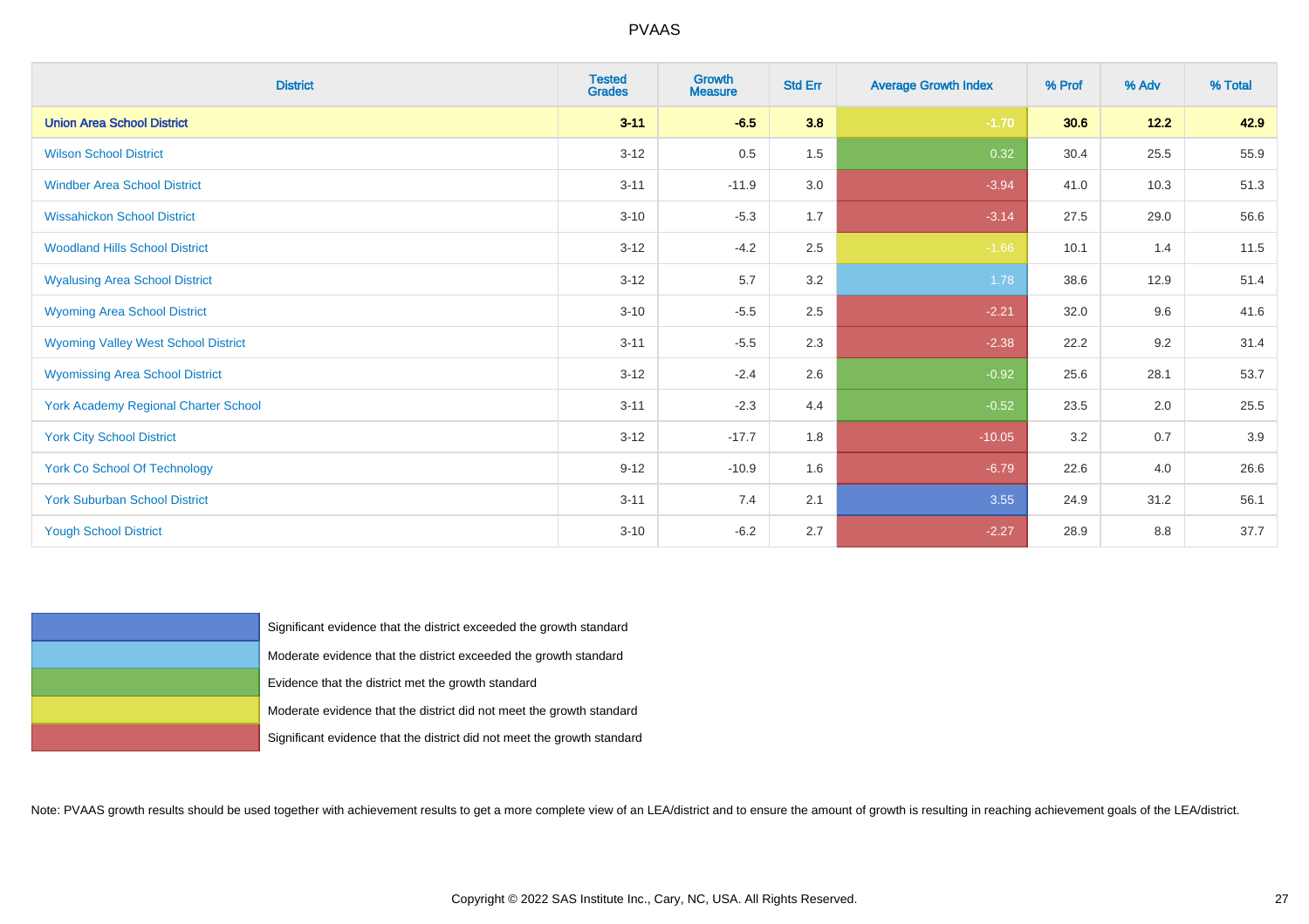PVAAS

| District | Tested Grades | Growth Measure | Std Err | Average Growth Index | % Prof | % Adv | % Total |
|---|---|---|---|---|---|---|---|
| **Union Area School District** | **3-11** | **-6.5** | **3.8** | **-1.70** | **30.6** | **12.2** | **42.9** |
| Wilson School District | 3-12 | 0.5 | 1.5 | 0.32 | 30.4 | 25.5 | 55.9 |
| Windber Area School District | 3-11 | -11.9 | 3.0 | -3.94 | 41.0 | 10.3 | 51.3 |
| Wissahickon School District | 3-10 | -5.3 | 1.7 | -3.14 | 27.5 | 29.0 | 56.6 |
| Woodland Hills School District | 3-12 | -4.2 | 2.5 | -1.66 | 10.1 | 1.4 | 11.5 |
| Wyalusing Area School District | 3-12 | 5.7 | 3.2 | 1.78 | 38.6 | 12.9 | 51.4 |
| Wyoming Area School District | 3-10 | -5.5 | 2.5 | -2.21 | 32.0 | 9.6 | 41.6 |
| Wyoming Valley West School District | 3-11 | -5.5 | 2.3 | -2.38 | 22.2 | 9.2 | 31.4 |
| Wyomissing Area School District | 3-12 | -2.4 | 2.6 | -0.92 | 25.6 | 28.1 | 53.7 |
| York Academy Regional Charter School | 3-11 | -2.3 | 4.4 | -0.52 | 23.5 | 2.0 | 25.5 |
| York City School District | 3-12 | -17.7 | 1.8 | -10.05 | 3.2 | 0.7 | 3.9 |
| York Co School Of Technology | 9-12 | -10.9 | 1.6 | -6.79 | 22.6 | 4.0 | 26.6 |
| York Suburban School District | 3-11 | 7.4 | 2.1 | 3.55 | 24.9 | 31.2 | 56.1 |
| Yough School District | 3-10 | -6.2 | 2.7 | -2.27 | 28.9 | 8.8 | 37.7 |

Significant evidence that the district exceeded the growth standard

Moderate evidence that the district exceeded the growth standard

Evidence that the district met the growth standard

Moderate evidence that the district did not meet the growth standard

Significant evidence that the district did not meet the growth standard

Note: PVAAS growth results should be used together with achievement results to get a more complete view of an LEA/district and to ensure the amount of growth is resulting in reaching achievement goals of the LEA/district.

Copyright © 2022 SAS Institute Inc., Cary, NC, USA. All Rights Reserved.